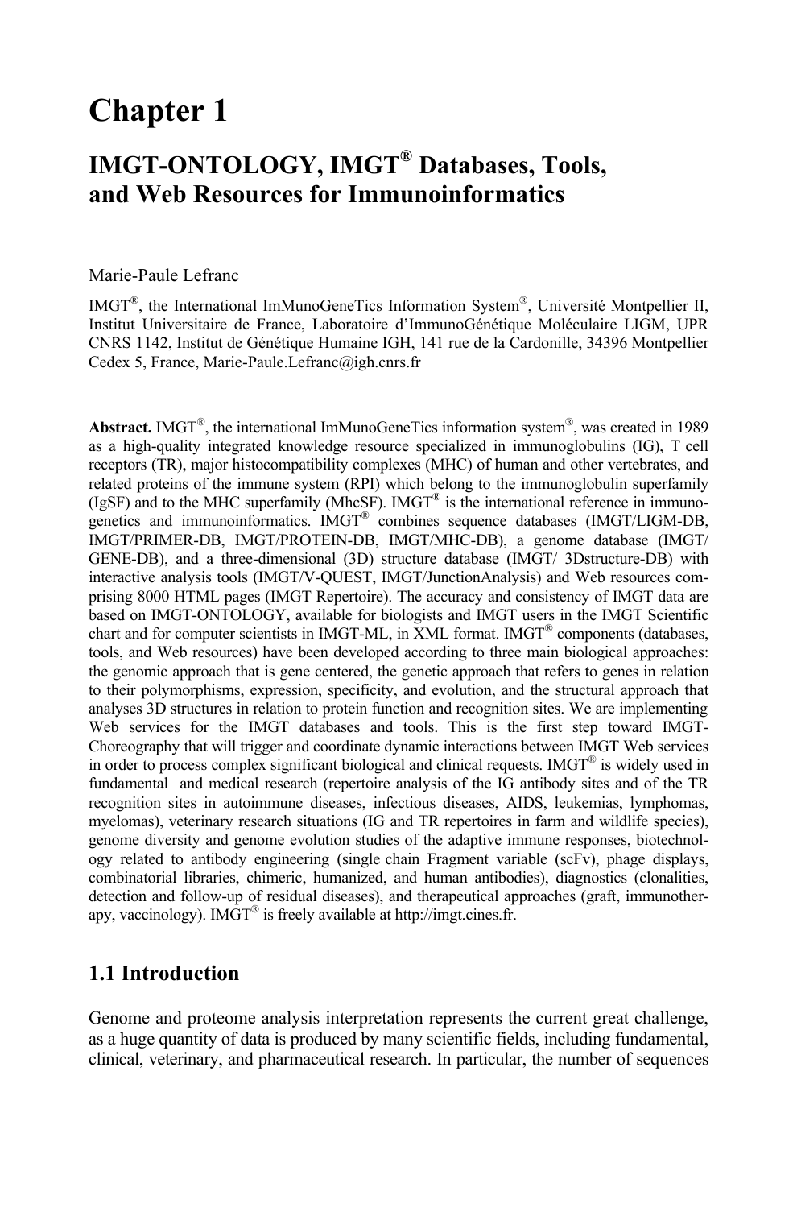# Chapter 1

## IMGT-ONTOLOGY, IMGT® Databases, Tools, and Web Resources for Immunoinformatics

Marie-Paule Lefranc

IMGT®, the International ImMunoGeneTics Information System®, Université Montpellier II, Institut Universitaire de France, Laboratoire d'ImmunoGénétique Moléculaire LIGM, UPR CNRS 1142, Institut de Génétique Humaine IGH, 141 rue de la Cardonille, 34396 Montpellier Cedex 5, France, Marie-Paule.Lefranc@igh.cnrs.fr

**Abstract.** IMGT®, the international ImMunoGeneTics information system®, was created in 1989 as a high-quality integrated knowledge resource specialized in immunoglobulins (IG), T cell receptors (TR), major histocompatibility complexes (MHC) of human and other vertebrates, and related proteins of the immune system (RPI) which belong to the immunoglobulin superfamily (IgSF) and to the MHC superfamily (MhcSF). IMGT® is the international reference in immunogenetics and immunoinformatics. IMGT® combines sequence databases (IMGT/LIGM-DB, IMGT/PRIMER-DB, IMGT/PROTEIN-DB, IMGT/MHC-DB), a genome database (IMGT/GENE-DB), and a three-dimensional (3D) structure database (IMGT/ 3Dstructure-DB) with interactive analysis tools (IMGT/V-QUEST, IMGT/JunctionAnalysis) and Web resources comprising 8000 HTML pages (IMGT Repertoire). The accuracy and consistency of IMGT data are based on IMGT-ONTOLOGY, available for biologists and IMGT users in the IMGT Scientific chart and for computer scientists in IMGT-ML, in XML format. IMGT® components (databases, tools, and Web resources) have been developed according to three main biological approaches: the genomic approach that is gene centered, the genetic approach that refers to genes in relation to their polymorphisms, expression, specificity, and evolution, and the structural approach that analyses 3D structures in relation to protein function and recognition sites. We are implementing Web services for the IMGT databases and tools. This is the first step toward IMGT-Choreography that will trigger and coordinate dynamic interactions between IMGT Web services in order to process complex significant biological and clinical requests. IMGT® is widely used in fundamental and medical research (repertoire analysis of the IG antibody sites and of the TR recognition sites in autoimmune diseases, infectious diseases, AIDS, leukemias, lymphomas, myelomas), veterinary research situations (IG and TR repertoires in farm and wildlife species), genome diversity and genome evolution studies of the adaptive immune responses, biotechnology related to antibody engineering (single chain Fragment variable (scFv), phage displays, combinatorial libraries, chimeric, humanized, and human antibodies), diagnostics (clonalities, detection and follow-up of residual diseases), and therapeutical approaches (graft, immunotherapy, vaccinology). IMGT® is freely available at http://imgt.cines.fr.

## 1.1 Introduction

Genome and proteome analysis interpretation represents the current great challenge, as a huge quantity of data is produced by many scientific fields, including fundamental, clinical, veterinary, and pharmaceutical research. In particular, the number of sequences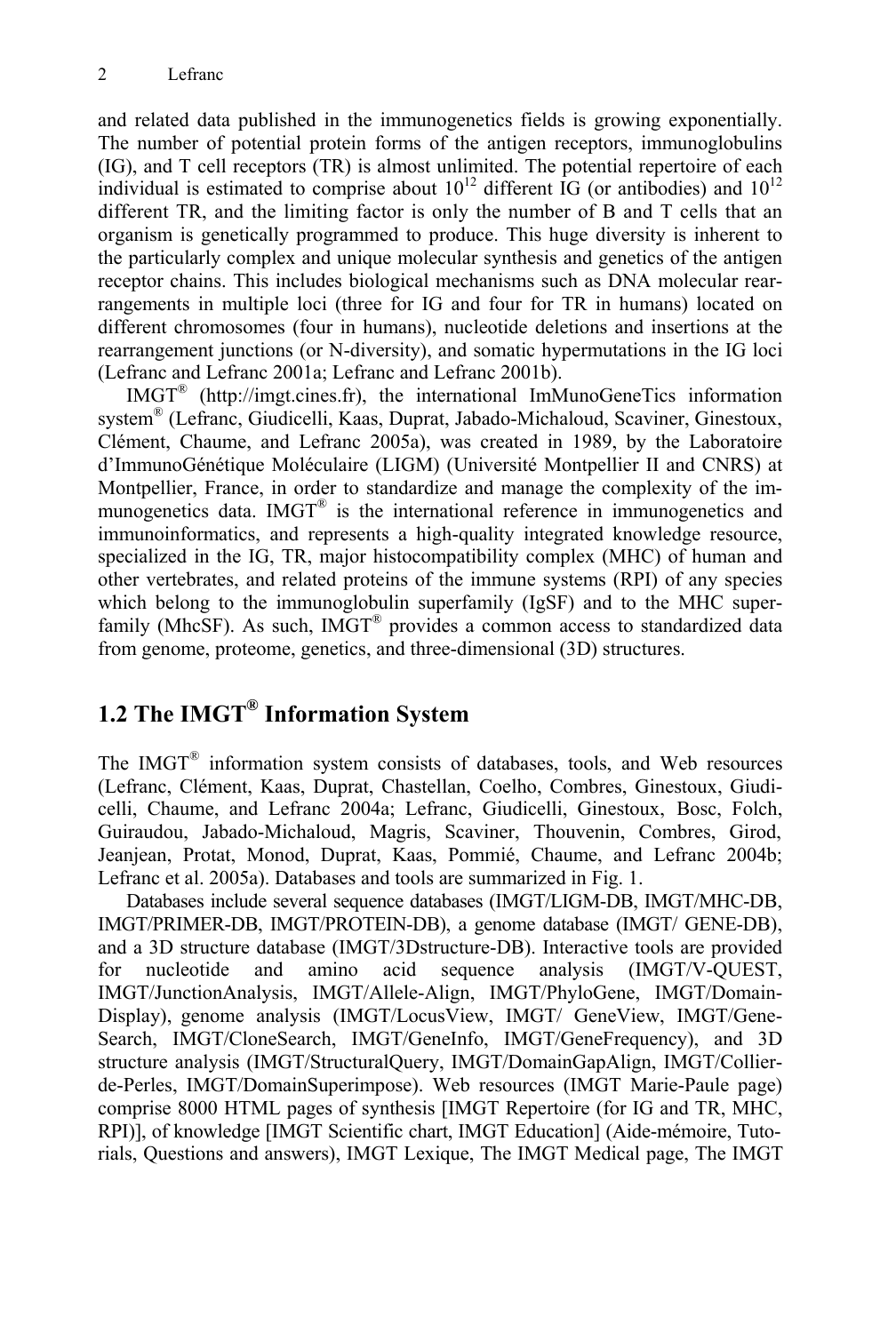and related data published in the immunogenetics fields is growing exponentially. The number of potential protein forms of the antigen receptors, immunoglobulins (IG), and T cell receptors (TR) is almost unlimited. The potential repertoire of each individual is estimated to comprise about $10^{12}$ different IG (or antibodies) and $10^{12}$ different TR, and the limiting factor is only the number of B and T cells that an organism is genetically programmed to produce. This huge diversity is inherent to the particularly complex and unique molecular synthesis and genetics of the antigen receptor chains. This includes biological mechanisms such as DNA molecular rearrangements in multiple loci (three for IG and four for TR in humans) located on different chromosomes (four in humans), nucleotide deletions and insertions at the rearrangement junctions (or N-diversity), and somatic hypermutations in the IG loci (Lefranc and Lefranc 2001a; Lefranc and Lefranc 2001b).

IMGT® (http://imgt.cines.fr), the international ImMunoGeneTics information system® (Lefranc, Giudicelli, Kaas, Duprat, Jabado-Michaloud, Scaviner, Ginestoux, Clément, Chaume, and Lefranc 2005a), was created in 1989, by the Laboratoire d'ImmunoGénétique Moléculaire (LIGM) (Université Montpellier II and CNRS) at Montpellier, France, in order to standardize and manage the complexity of the immunogenetics data. IMGT® is the international reference in immunogenetics and immunoinformatics, and represents a high-quality integrated knowledge resource, specialized in the IG, TR, major histocompatibility complex (MHC) of human and other vertebrates, and related proteins of the immune systems (RPI) of any species which belong to the immunoglobulin superfamily (IgSF) and to the MHC superfamily (MhcSF). As such, IMGT® provides a common access to standardized data from genome, proteome, genetics, and three-dimensional (3D) structures.

## 1.2 The IMGT® Information System

The IMGT® information system consists of databases, tools, and Web resources (Lefranc, Clément, Kaas, Duprat, Chastellan, Coelho, Combres, Ginestoux, Giudicelli, Chaume, and Lefranc 2004a; Lefranc, Giudicelli, Ginestoux, Bosc, Folch, Guiraudou, Jabado-Michaloud, Magris, Scaviner, Thouvenin, Combres, Girod, Jeanjean, Protat, Monod, Duprat, Kaas, Pommié, Chaume, and Lefranc 2004b; Lefranc et al. 2005a). Databases and tools are summarized in Fig. 1.

Databases include several sequence databases (IMGT/LIGM-DB, IMGT/MHC-DB, IMGT/PRIMER-DB, IMGT/PROTEIN-DB), a genome database (IMGT/ GENE-DB), and a 3D structure database (IMGT/3Dstructure-DB). Interactive tools are provided for nucleotide and amino acid sequence analysis (IMGT/V-QUEST, IMGT/JunctionAnalysis, IMGT/Allele-Align, IMGT/PhyloGene, IMGT/Domain-Display), genome analysis (IMGT/LocusView, IMGT/ GeneView, IMGT/Gene-Search, IMGT/CloneSearch, IMGT/GeneInfo, IMGT/GeneFrequency), and 3D structure analysis (IMGT/StructuralQuery, IMGT/DomainGapAlign, IMGT/Collier-de-Perles, IMGT/DomainSuperimpose). Web resources (IMGT Marie-Paule page) comprise 8000 HTML pages of synthesis [IMGT Repertoire (for IG and TR, MHC, RPI)], of knowledge [IMGT Scientific chart, IMGT Education] (Aide-mémoire, Tutorials, Questions and answers), IMGT Lexique, The IMGT Medical page, The IMGT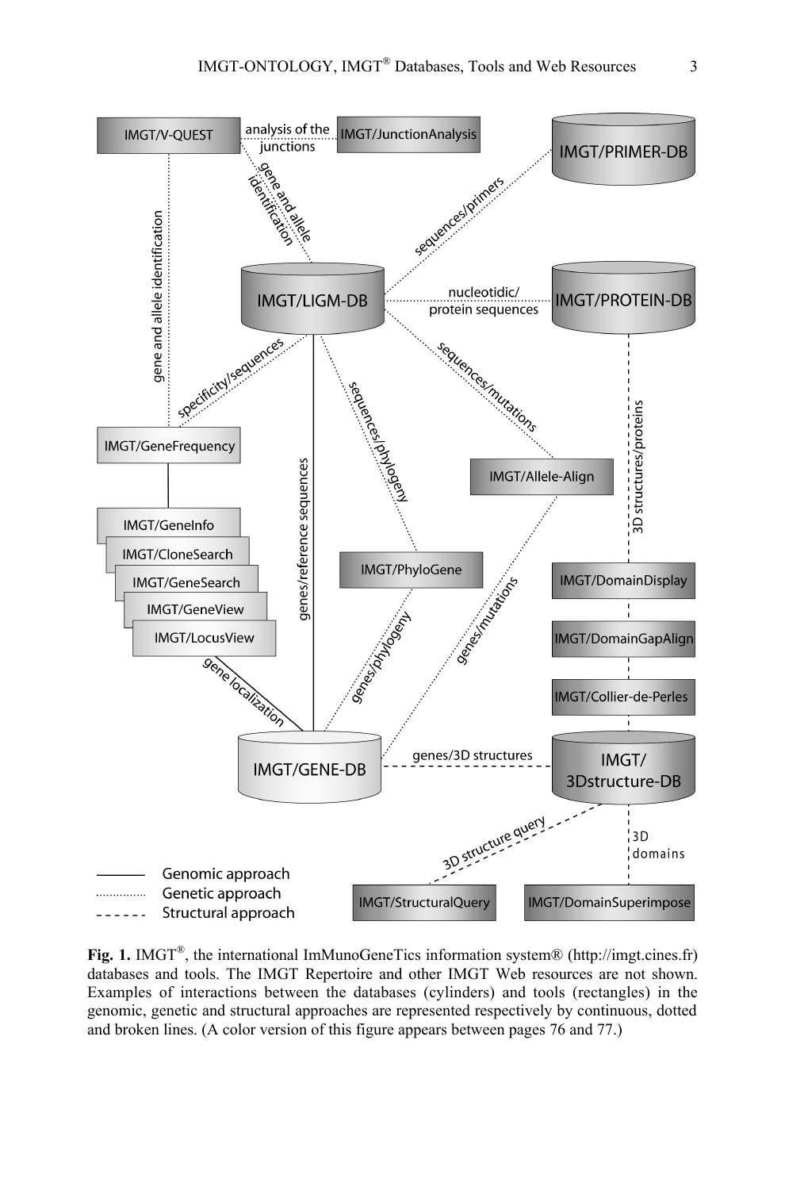**Fig. 1.** IMGT®, the international ImMunoGeneTics information system® (http://imgt.cines.fr) databases and tools. The IMGT Repertoire and other IMGT Web resources are not shown. Examples of interactions between the databases (cylinders) and tools (rectangles) in the genomic, genetic and structural approaches are represented respectively by continuous, dotted and broken lines. (A color version of this figure appears between pages 76 and 77.)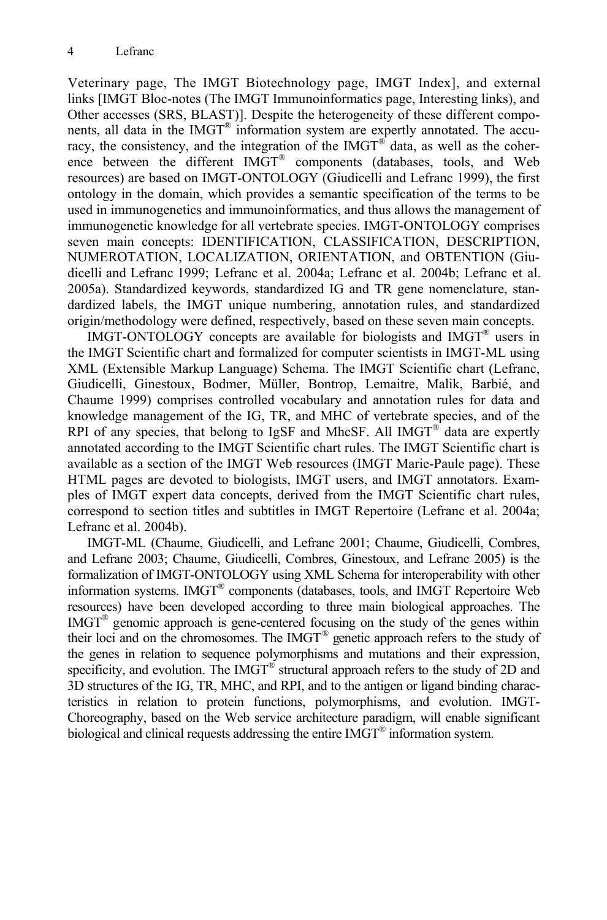Veterinary page, The IMGT Biotechnology page, IMGT Index], and external links [IMGT Bloc-notes (The IMGT Immunoinformatics page, Interesting links), and Other accesses (SRS, BLAST)]. Despite the heterogeneity of these different components, all data in the IMGT® information system are expertly annotated. The accuracy, the consistency, and the integration of the IMGT® data, as well as the coherence between the different IMGT® components (databases, tools, and Web resources) are based on IMGT-ONTOLOGY (Giudicelli and Lefranc 1999), the first ontology in the domain, which provides a semantic specification of the terms to be used in immunogenetics and immunoinformatics, and thus allows the management of immunogenetic knowledge for all vertebrate species. IMGT-ONTOLOGY comprises seven main concepts: IDENTIFICATION, CLASSIFICATION, DESCRIPTION, NUMEROTATION, LOCALIZATION, ORIENTATION, and OBTENTION (Giudicelli and Lefranc 1999; Lefranc et al. 2004a; Lefranc et al. 2004b; Lefranc et al. 2005a). Standardized keywords, standardized IG and TR gene nomenclature, standardized labels, the IMGT unique numbering, annotation rules, and standardized origin/methodology were defined, respectively, based on these seven main concepts.

IMGT-ONTOLOGY concepts are available for biologists and IMGT® users in the IMGT Scientific chart and formalized for computer scientists in IMGT-ML using XML (Extensible Markup Language) Schema. The IMGT Scientific chart (Lefranc, Giudicelli, Ginestoux, Bodmer, Müller, Bontrop, Lemaitre, Malik, Barbié, and Chaume 1999) comprises controlled vocabulary and annotation rules for data and knowledge management of the IG, TR, and MHC of vertebrate species, and of the RPI of any species, that belong to IgSF and MhcSF. All IMGT® data are expertly annotated according to the IMGT Scientific chart rules. The IMGT Scientific chart is available as a section of the IMGT Web resources (IMGT Marie-Paule page). These HTML pages are devoted to biologists, IMGT users, and IMGT annotators. Examples of IMGT expert data concepts, derived from the IMGT Scientific chart rules, correspond to section titles and subtitles in IMGT Repertoire (Lefranc et al. 2004a; Lefranc et al. 2004b).

IMGT-ML (Chaume, Giudicelli, and Lefranc 2001; Chaume, Giudicelli, Combres, and Lefranc 2003; Chaume, Giudicelli, Combres, Ginestoux, and Lefranc 2005) is the formalization of IMGT-ONTOLOGY using XML Schema for interoperability with other information systems. IMGT® components (databases, tools, and IMGT Repertoire Web resources) have been developed according to three main biological approaches. The IMGT® genomic approach is gene-centered focusing on the study of the genes within their loci and on the chromosomes. The IMGT® genetic approach refers to the study of the genes in relation to sequence polymorphisms and mutations and their expression, specificity, and evolution. The IMGT® structural approach refers to the study of 2D and 3D structures of the IG, TR, MHC, and RPI, and to the antigen or ligand binding characteristics in relation to protein functions, polymorphisms, and evolution. IMGT-Choreography, based on the Web service architecture paradigm, will enable significant biological and clinical requests addressing the entire IMGT® information system.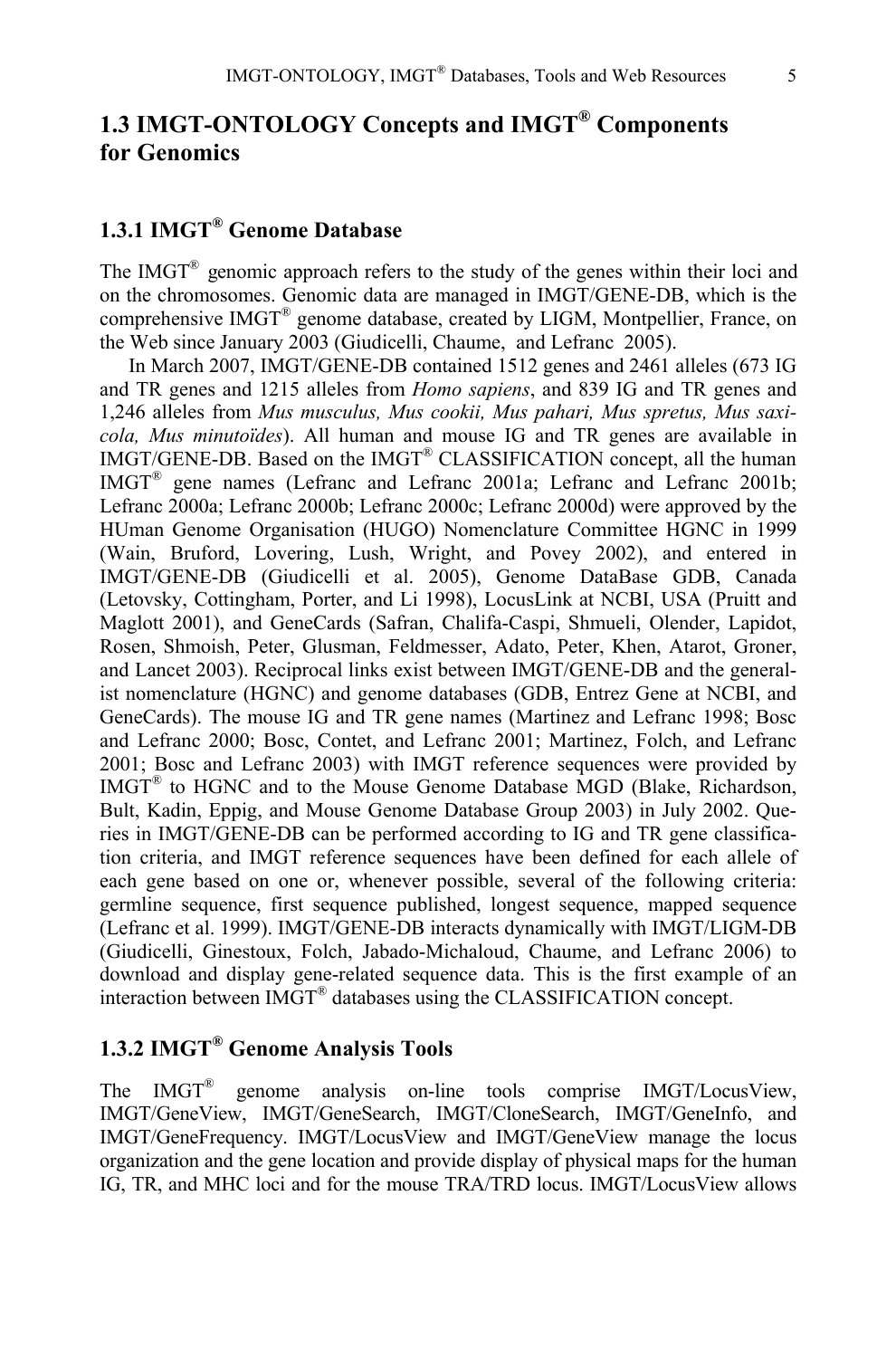## 1.3 IMGT-ONTOLOGY Concepts and IMGT® Components for Genomics

### 1.3.1 IMGT® Genome Database

The IMGT® genomic approach refers to the study of the genes within their loci and on the chromosomes. Genomic data are managed in IMGT/GENE-DB, which is the comprehensive IMGT® genome database, created by LIGM, Montpellier, France, on the Web since January 2003 (Giudicelli, Chaume, and Lefranc 2005).

In March 2007, IMGT/GENE-DB contained 1512 genes and 2461 alleles (673 IG and TR genes and 1215 alleles from *Homo sapiens*, and 839 IG and TR genes and 1,246 alleles from *Mus musculus, Mus cookii, Mus pahari, Mus spretus, Mus saxicola, Mus minutoïdes*). All human and mouse IG and TR genes are available in IMGT/GENE-DB. Based on the IMGT® CLASSIFICATION concept, all the human IMGT® gene names (Lefranc and Lefranc 2001a; Lefranc and Lefranc 2001b; Lefranc 2000a; Lefranc 2000b; Lefranc 2000c; Lefranc 2000d) were approved by the HUman Genome Organisation (HUGO) Nomenclature Committee HGNC in 1999 (Wain, Bruford, Lovering, Lush, Wright, and Povey 2002), and entered in IMGT/GENE-DB (Giudicelli et al. 2005), Genome DataBase GDB, Canada (Letovsky, Cottingham, Porter, and Li 1998), LocusLink at NCBI, USA (Pruitt and Maglott 2001), and GeneCards (Safran, Chalifa-Caspi, Shmueli, Olender, Lapidot, Rosen, Shmoish, Peter, Glusman, Feldmesser, Adato, Peter, Khen, Atarot, Groner, and Lancet 2003). Reciprocal links exist between IMGT/GENE-DB and the generalist nomenclature (HGNC) and genome databases (GDB, Entrez Gene at NCBI, and GeneCards). The mouse IG and TR gene names (Martinez and Lefranc 1998; Bosc and Lefranc 2000; Bosc, Contet, and Lefranc 2001; Martinez, Folch, and Lefranc 2001; Bosc and Lefranc 2003) with IMGT reference sequences were provided by IMGT® to HGNC and to the Mouse Genome Database MGD (Blake, Richardson, Bult, Kadin, Eppig, and Mouse Genome Database Group 2003) in July 2002. Queries in IMGT/GENE-DB can be performed according to IG and TR gene classification criteria, and IMGT reference sequences have been defined for each allele of each gene based on one or, whenever possible, several of the following criteria: germline sequence, first sequence published, longest sequence, mapped sequence (Lefranc et al. 1999). IMGT/GENE-DB interacts dynamically with IMGT/LIGM-DB (Giudicelli, Ginestoux, Folch, Jabado-Michaloud, Chaume, and Lefranc 2006) to download and display gene-related sequence data. This is the first example of an interaction between IMGT® databases using the CLASSIFICATION concept.

### 1.3.2 IMGT® Genome Analysis Tools

The IMGT® genome analysis on-line tools comprise IMGT/LocusView, IMGT/GeneView, IMGT/GeneSearch, IMGT/CloneSearch, IMGT/GeneInfo, and IMGT/GeneFrequency. IMGT/LocusView and IMGT/GeneView manage the locus organization and the gene location and provide display of physical maps for the human IG, TR, and MHC loci and for the mouse TRA/TRD locus. IMGT/LocusView allows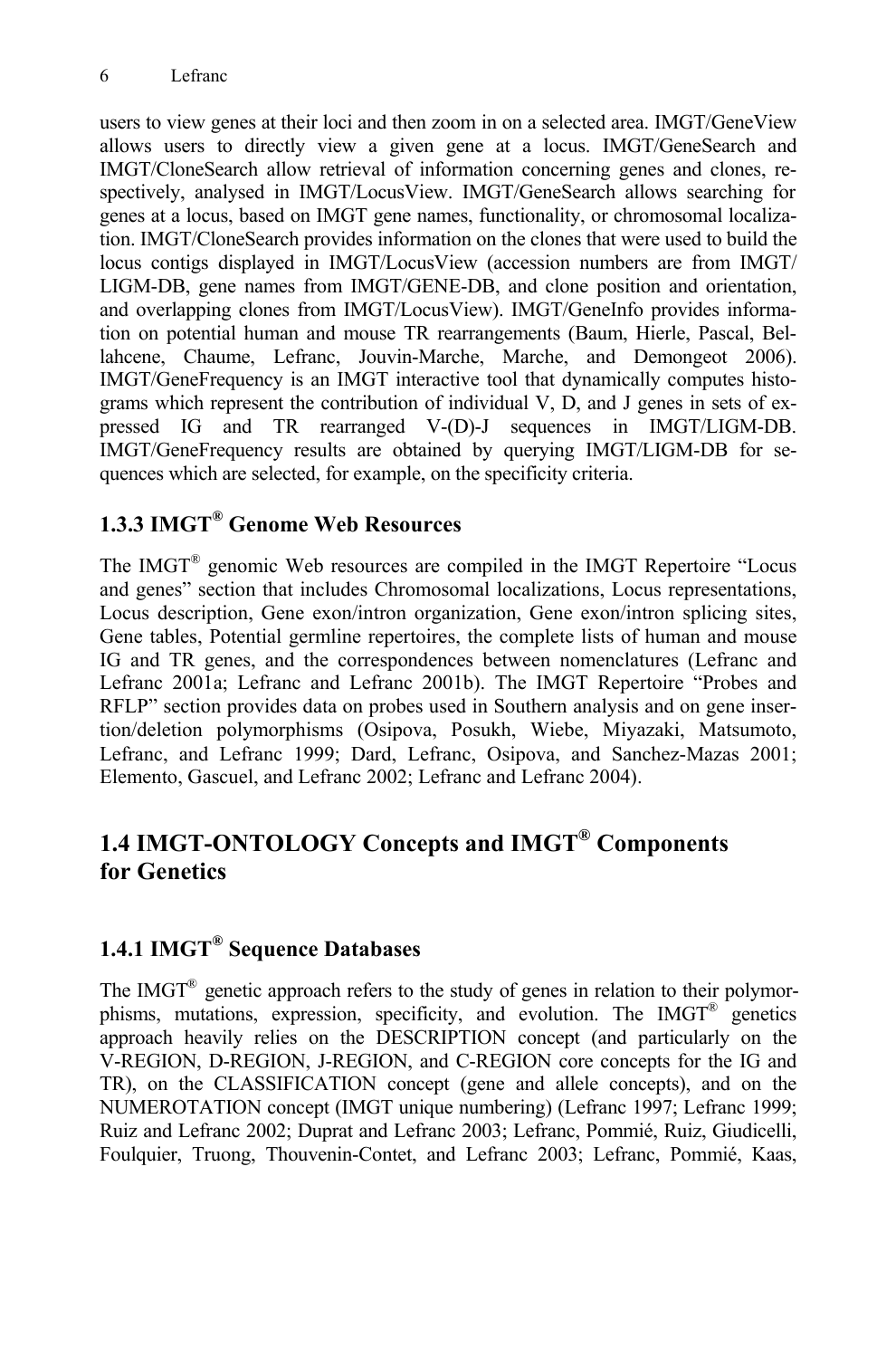users to view genes at their loci and then zoom in on a selected area. IMGT/GeneView allows users to directly view a given gene at a locus. IMGT/GeneSearch and IMGT/CloneSearch allow retrieval of information concerning genes and clones, respectively, analysed in IMGT/LocusView. IMGT/GeneSearch allows searching for genes at a locus, based on IMGT gene names, functionality, or chromosomal localization. IMGT/CloneSearch provides information on the clones that were used to build the locus contigs displayed in IMGT/LocusView (accession numbers are from IMGT/LIGM-DB, gene names from IMGT/GENE-DB, and clone position and orientation, and overlapping clones from IMGT/LocusView). IMGT/GeneInfo provides information on potential human and mouse TR rearrangements (Baum, Hierle, Pascal, Bellahcene, Chaume, Lefranc, Jouvin-Marche, Marche, and Demongeot 2006). IMGT/GeneFrequency is an IMGT interactive tool that dynamically computes histograms which represent the contribution of individual V, D, and J genes in sets of expressed IG and TR rearranged V-(D)-J sequences in IMGT/LIGM-DB. IMGT/GeneFrequency results are obtained by querying IMGT/LIGM-DB for sequences which are selected, for example, on the specificity criteria.

### 1.3.3 IMGT® Genome Web Resources

The IMGT® genomic Web resources are compiled in the IMGT Repertoire "Locus and genes" section that includes Chromosomal localizations, Locus representations, Locus description, Gene exon/intron organization, Gene exon/intron splicing sites, Gene tables, Potential germline repertoires, the complete lists of human and mouse IG and TR genes, and the correspondences between nomenclatures (Lefranc and Lefranc 2001a; Lefranc and Lefranc 2001b). The IMGT Repertoire "Probes and RFLP" section provides data on probes used in Southern analysis and on gene insertion/deletion polymorphisms (Osipova, Posukh, Wiebe, Miyazaki, Matsumoto, Lefranc, and Lefranc 1999; Dard, Lefranc, Osipova, and Sanchez-Mazas 2001; Elemento, Gascuel, and Lefranc 2002; Lefranc and Lefranc 2004).

## 1.4 IMGT-ONTOLOGY Concepts and IMGT® Components for Genetics

### 1.4.1 IMGT® Sequence Databases

The IMGT® genetic approach refers to the study of genes in relation to their polymorphisms, mutations, expression, specificity, and evolution. The IMGT® genetics approach heavily relies on the DESCRIPTION concept (and particularly on the V-REGION, D-REGION, J-REGION, and C-REGION core concepts for the IG and TR), on the CLASSIFICATION concept (gene and allele concepts), and on the NUMEROTATION concept (IMGT unique numbering) (Lefranc 1997; Lefranc 1999; Ruiz and Lefranc 2002; Duprat and Lefranc 2003; Lefranc, Pommié, Ruiz, Giudicelli, Foulquier, Truong, Thouvenin-Contet, and Lefranc 2003; Lefranc, Pommié, Kaas,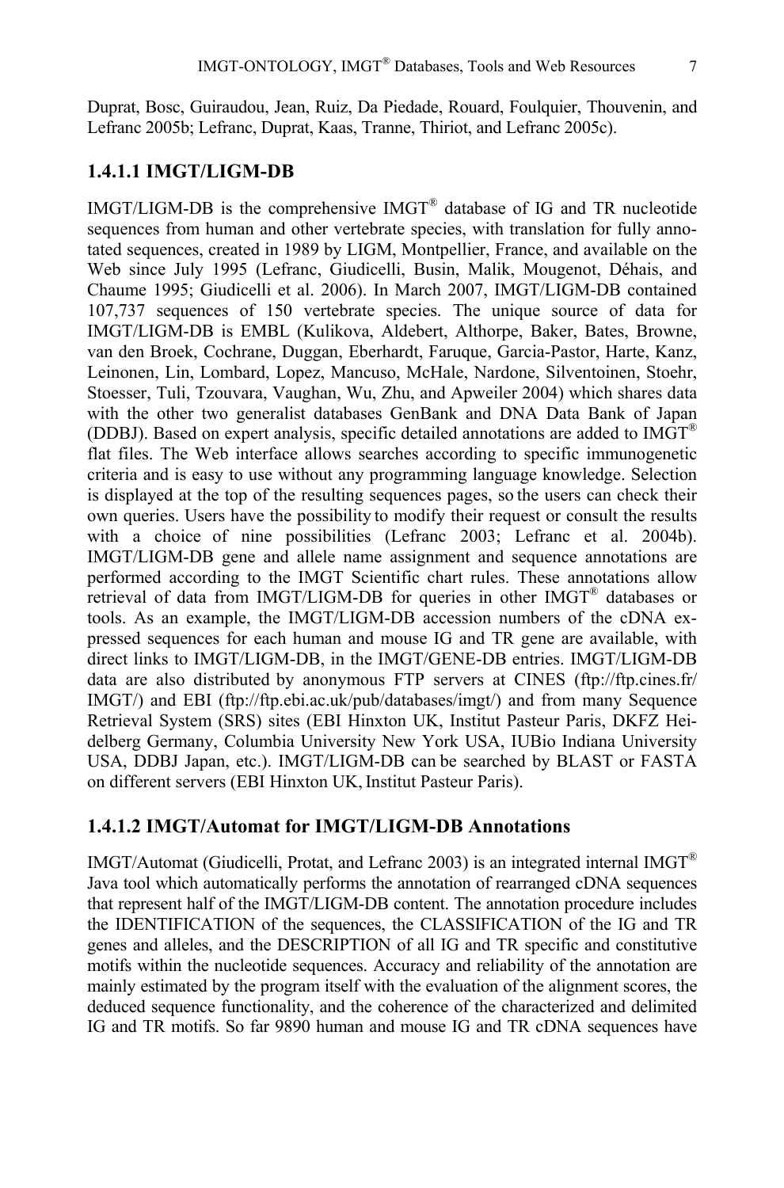Duprat, Bosc, Guiraudou, Jean, Ruiz, Da Piedade, Rouard, Foulquier, Thouvenin, and Lefranc 2005b; Lefranc, Duprat, Kaas, Tranne, Thiriot, and Lefranc 2005c).

### 1.4.1.1 IMGT/LIGM-DB

IMGT/LIGM-DB is the comprehensive IMGT® database of IG and TR nucleotide sequences from human and other vertebrate species, with translation for fully annotated sequences, created in 1989 by LIGM, Montpellier, France, and available on the Web since July 1995 (Lefranc, Giudicelli, Busin, Malik, Mougenot, Déhais, and Chaume 1995; Giudicelli et al. 2006). In March 2007, IMGT/LIGM-DB contained 107,737 sequences of 150 vertebrate species. The unique source of data for IMGT/LIGM-DB is EMBL (Kulikova, Aldebert, Althorpe, Baker, Bates, Browne, van den Broek, Cochrane, Duggan, Eberhardt, Faruque, Garcia-Pastor, Harte, Kanz, Leinonen, Lin, Lombard, Lopez, Mancuso, McHale, Nardone, Silventoinen, Stoehr, Stoesser, Tuli, Tzouvara, Vaughan, Wu, Zhu, and Apweiler 2004) which shares data with the other two generalist databases GenBank and DNA Data Bank of Japan (DDBJ). Based on expert analysis, specific detailed annotations are added to IMGT® flat files. The Web interface allows searches according to specific immunogenetic criteria and is easy to use without any programming language knowledge. Selection is displayed at the top of the resulting sequences pages, so the users can check their own queries. Users have the possibility to modify their request or consult the results with a choice of nine possibilities (Lefranc 2003; Lefranc et al. 2004b). IMGT/LIGM-DB gene and allele name assignment and sequence annotations are performed according to the IMGT Scientific chart rules. These annotations allow retrieval of data from IMGT/LIGM-DB for queries in other IMGT® databases or tools. As an example, the IMGT/LIGM-DB accession numbers of the cDNA expressed sequences for each human and mouse IG and TR gene are available, with direct links to IMGT/LIGM-DB, in the IMGT/GENE-DB entries. IMGT/LIGM-DB data are also distributed by anonymous FTP servers at CINES (ftp://ftp.cines.fr/IMGT/) and EBI (ftp://ftp.ebi.ac.uk/pub/databases/imgt/) and from many Sequence Retrieval System (SRS) sites (EBI Hinxton UK, Institut Pasteur Paris, DKFZ Heidelberg Germany, Columbia University New York USA, IUBio Indiana University USA, DDBJ Japan, etc.). IMGT/LIGM-DB can be searched by BLAST or FASTA on different servers (EBI Hinxton UK, Institut Pasteur Paris).

### 1.4.1.2 IMGT/Automat for IMGT/LIGM-DB Annotations

IMGT/Automat (Giudicelli, Protat, and Lefranc 2003) is an integrated internal IMGT® Java tool which automatically performs the annotation of rearranged cDNA sequences that represent half of the IMGT/LIGM-DB content. The annotation procedure includes the IDENTIFICATION of the sequences, the CLASSIFICATION of the IG and TR genes and alleles, and the DESCRIPTION of all IG and TR specific and constitutive motifs within the nucleotide sequences. Accuracy and reliability of the annotation are mainly estimated by the program itself with the evaluation of the alignment scores, the deduced sequence functionality, and the coherence of the characterized and delimited IG and TR motifs. So far 9890 human and mouse IG and TR cDNA sequences have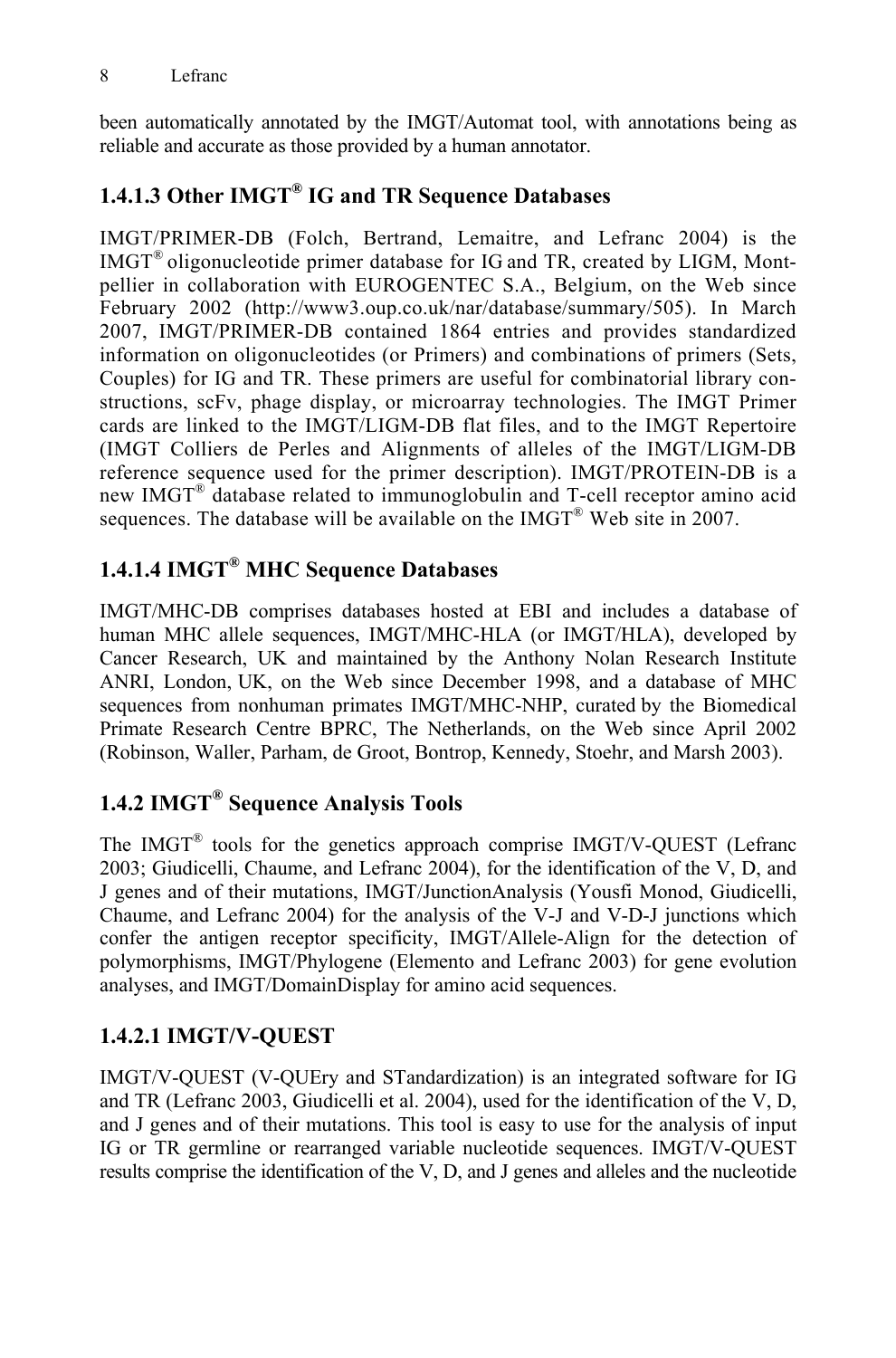been automatically annotated by the IMGT/Automat tool, with annotations being as reliable and accurate as those provided by a human annotator.

### 1.4.1.3 Other IMGT® IG and TR Sequence Databases

IMGT/PRIMER-DB (Folch, Bertrand, Lemaitre, and Lefranc 2004) is the IMGT® oligonucleotide primer database for IG and TR, created by LIGM, Montpellier in collaboration with EUROGENTEC S.A., Belgium, on the Web since February 2002 (http://www3.oup.co.uk/nar/database/summary/505). In March 2007, IMGT/PRIMER-DB contained 1864 entries and provides standardized information on oligonucleotides (or Primers) and combinations of primers (Sets, Couples) for IG and TR. These primers are useful for combinatorial library constructions, scFv, phage display, or microarray technologies. The IMGT Primer cards are linked to the IMGT/LIGM-DB flat files, and to the IMGT Repertoire (IMGT Colliers de Perles and Alignments of alleles of the IMGT/LIGM-DB reference sequence used for the primer description). IMGT/PROTEIN-DB is a new IMGT® database related to immunoglobulin and T-cell receptor amino acid sequences. The database will be available on the IMGT® Web site in 2007.

### 1.4.1.4 IMGT® MHC Sequence Databases

IMGT/MHC-DB comprises databases hosted at EBI and includes a database of human MHC allele sequences, IMGT/MHC-HLA (or IMGT/HLA), developed by Cancer Research, UK and maintained by the Anthony Nolan Research Institute ANRI, London, UK, on the Web since December 1998, and a database of MHC sequences from nonhuman primates IMGT/MHC-NHP, curated by the Biomedical Primate Research Centre BPRC, The Netherlands, on the Web since April 2002 (Robinson, Waller, Parham, de Groot, Bontrop, Kennedy, Stoehr, and Marsh 2003).

## 1.4.2 IMGT® Sequence Analysis Tools

The IMGT® tools for the genetics approach comprise IMGT/V-QUEST (Lefranc 2003; Giudicelli, Chaume, and Lefranc 2004), for the identification of the V, D, and J genes and of their mutations, IMGT/JunctionAnalysis (Yousfi Monod, Giudicelli, Chaume, and Lefranc 2004) for the analysis of the V-J and V-D-J junctions which confer the antigen receptor specificity, IMGT/Allele-Align for the detection of polymorphisms, IMGT/Phylogene (Elemento and Lefranc 2003) for gene evolution analyses, and IMGT/DomainDisplay for amino acid sequences.

### 1.4.2.1 IMGT/V-QUEST

IMGT/V-QUEST (V-QUEry and STandardization) is an integrated software for IG and TR (Lefranc 2003, Giudicelli et al. 2004), used for the identification of the V, D, and J genes and of their mutations. This tool is easy to use for the analysis of input IG or TR germline or rearranged variable nucleotide sequences. IMGT/V-QUEST results comprise the identification of the V, D, and J genes and alleles and the nucleotide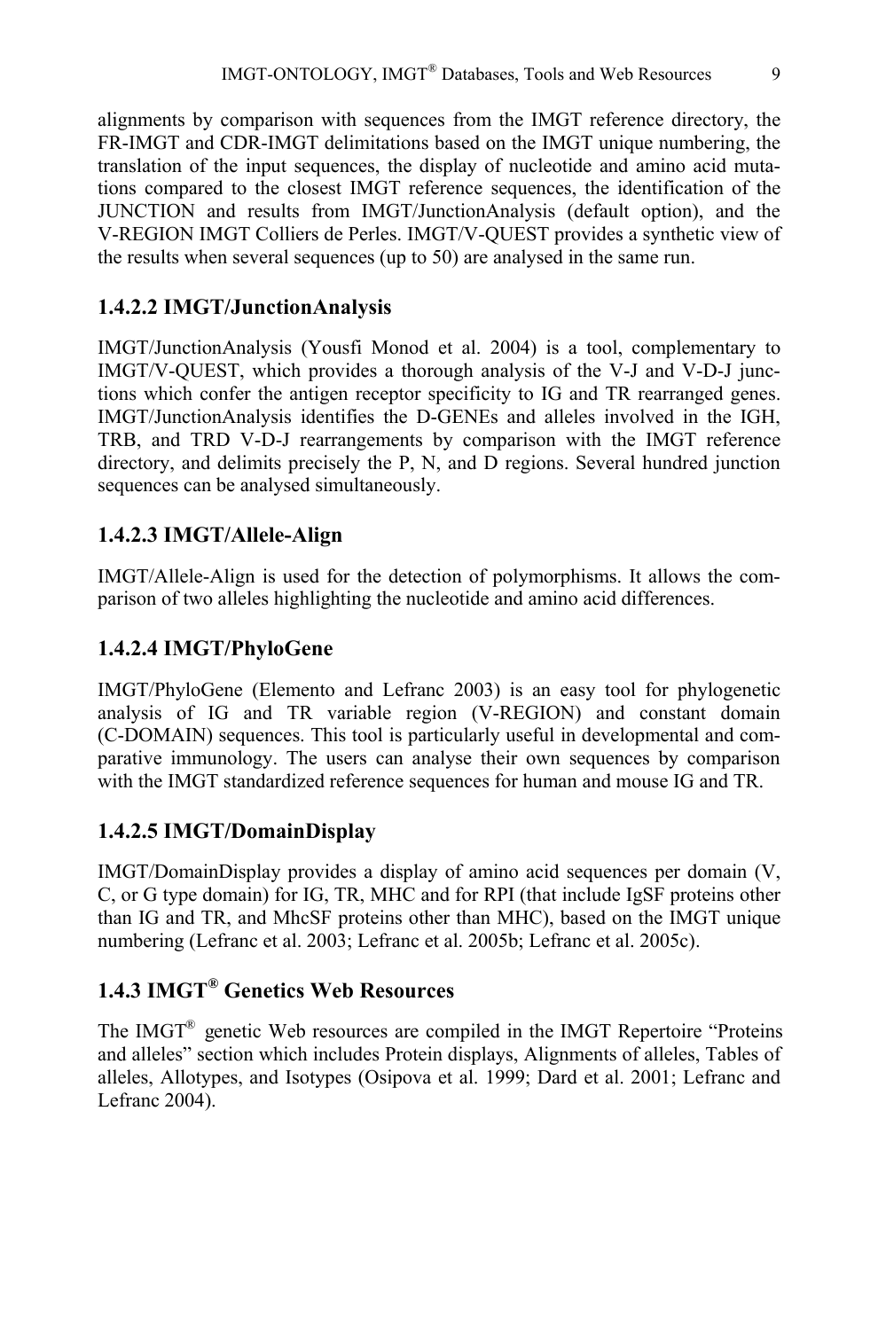alignments by comparison with sequences from the IMGT reference directory, the FR-IMGT and CDR-IMGT delimitations based on the IMGT unique numbering, the translation of the input sequences, the display of nucleotide and amino acid mutations compared to the closest IMGT reference sequences, the identification of the JUNCTION and results from IMGT/JunctionAnalysis (default option), and the V-REGION IMGT Colliers de Perles. IMGT/V-QUEST provides a synthetic view of the results when several sequences (up to 50) are analysed in the same run.

### 1.4.2.2 IMGT/JunctionAnalysis

IMGT/JunctionAnalysis (Yousfi Monod et al. 2004) is a tool, complementary to IMGT/V-QUEST, which provides a thorough analysis of the V-J and V-D-J junctions which confer the antigen receptor specificity to IG and TR rearranged genes. IMGT/JunctionAnalysis identifies the D-GENEs and alleles involved in the IGH, TRB, and TRD V-D-J rearrangements by comparison with the IMGT reference directory, and delimits precisely the P, N, and D regions. Several hundred junction sequences can be analysed simultaneously.

### 1.4.2.3 IMGT/Allele-Align

IMGT/Allele-Align is used for the detection of polymorphisms. It allows the comparison of two alleles highlighting the nucleotide and amino acid differences.

### 1.4.2.4 IMGT/PhyloGene

IMGT/PhyloGene (Elemento and Lefranc 2003) is an easy tool for phylogenetic analysis of IG and TR variable region (V-REGION) and constant domain (C-DOMAIN) sequences. This tool is particularly useful in developmental and comparative immunology. The users can analyse their own sequences by comparison with the IMGT standardized reference sequences for human and mouse IG and TR.

### 1.4.2.5 IMGT/DomainDisplay

IMGT/DomainDisplay provides a display of amino acid sequences per domain (V, C, or G type domain) for IG, TR, MHC and for RPI (that include IgSF proteins other than IG and TR, and MhcSF proteins other than MHC), based on the IMGT unique numbering (Lefranc et al. 2003; Lefranc et al. 2005b; Lefranc et al. 2005c).

## 1.4.3 IMGT® Genetics Web Resources

The IMGT® genetic Web resources are compiled in the IMGT Repertoire "Proteins and alleles" section which includes Protein displays, Alignments of alleles, Tables of alleles, Allotypes, and Isotypes (Osipova et al. 1999; Dard et al. 2001; Lefranc and Lefranc 2004).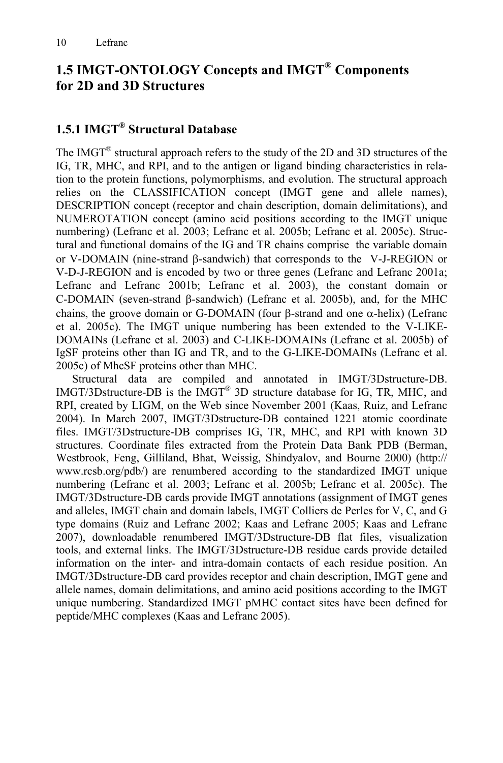## 1.5 IMGT-ONTOLOGY Concepts and IMGT® Components for 2D and 3D Structures

### 1.5.1 IMGT® Structural Database

The IMGT® structural approach refers to the study of the 2D and 3D structures of the IG, TR, MHC, and RPI, and to the antigen or ligand binding characteristics in relation to the protein functions, polymorphisms, and evolution. The structural approach relies on the CLASSIFICATION concept (IMGT gene and allele names), DESCRIPTION concept (receptor and chain description, domain delimitations), and NUMEROTATION concept (amino acid positions according to the IMGT unique numbering) (Lefranc et al. 2003; Lefranc et al. 2005b; Lefranc et al. 2005c). Structural and functional domains of the IG and TR chains comprise the variable domain or V-DOMAIN (nine-strand β-sandwich) that corresponds to the V-J-REGION or V-D-J-REGION and is encoded by two or three genes (Lefranc and Lefranc 2001a; Lefranc and Lefranc 2001b; Lefranc et al. 2003), the constant domain or C-DOMAIN (seven-strand β-sandwich) (Lefranc et al. 2005b), and, for the MHC chains, the groove domain or G-DOMAIN (four β-strand and one α-helix) (Lefranc et al. 2005c). The IMGT unique numbering has been extended to the V-LIKE-DOMAINs (Lefranc et al. 2003) and C-LIKE-DOMAINs (Lefranc et al. 2005b) of IgSF proteins other than IG and TR, and to the G-LIKE-DOMAINs (Lefranc et al. 2005c) of MhcSF proteins other than MHC.

Structural data are compiled and annotated in IMGT/3Dstructure-DB. IMGT/3Dstructure-DB is the IMGT® 3D structure database for IG, TR, MHC, and RPI, created by LIGM, on the Web since November 2001 (Kaas, Ruiz, and Lefranc 2004). In March 2007, IMGT/3Dstructure-DB contained 1221 atomic coordinate files. IMGT/3Dstructure-DB comprises IG, TR, MHC, and RPI with known 3D structures. Coordinate files extracted from the Protein Data Bank PDB (Berman, Westbrook, Feng, Gilliland, Bhat, Weissig, Shindyalov, and Bourne 2000) (http://www.rcsb.org/pdb/) are renumbered according to the standardized IMGT unique numbering (Lefranc et al. 2003; Lefranc et al. 2005b; Lefranc et al. 2005c). The IMGT/3Dstructure-DB cards provide IMGT annotations (assignment of IMGT genes and alleles, IMGT chain and domain labels, IMGT Colliers de Perles for V, C, and G type domains (Ruiz and Lefranc 2002; Kaas and Lefranc 2005; Kaas and Lefranc 2007), downloadable renumbered IMGT/3Dstructure-DB flat files, visualization tools, and external links. The IMGT/3Dstructure-DB residue cards provide detailed information on the inter- and intra-domain contacts of each residue position. An IMGT/3Dstructure-DB card provides receptor and chain description, IMGT gene and allele names, domain delimitations, and amino acid positions according to the IMGT unique numbering. Standardized IMGT pMHC contact sites have been defined for peptide/MHC complexes (Kaas and Lefranc 2005).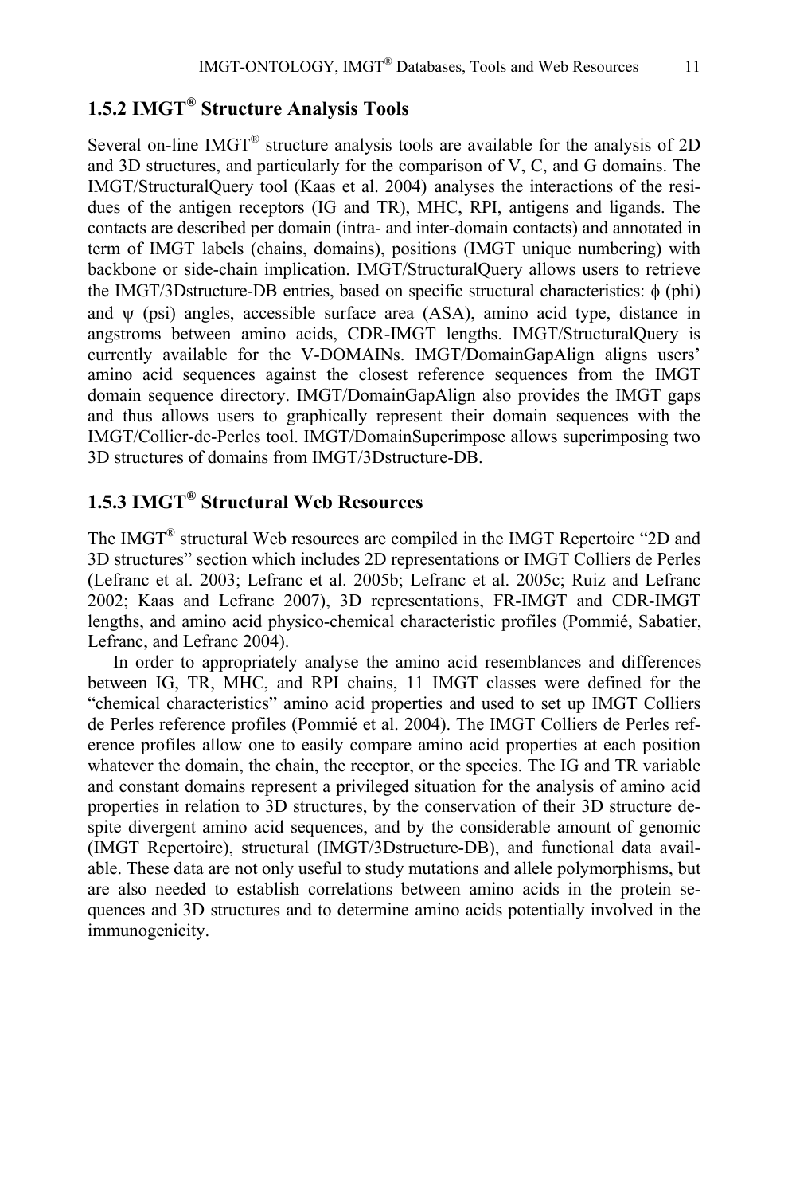### 1.5.2 IMGT® Structure Analysis Tools

Several on-line IMGT® structure analysis tools are available for the analysis of 2D and 3D structures, and particularly for the comparison of V, C, and G domains. The IMGT/StructuralQuery tool (Kaas et al. 2004) analyses the interactions of the residues of the antigen receptors (IG and TR), MHC, RPI, antigens and ligands. The contacts are described per domain (intra- and inter-domain contacts) and annotated in term of IMGT labels (chains, domains), positions (IMGT unique numbering) with backbone or side-chain implication. IMGT/StructuralQuery allows users to retrieve the IMGT/3Dstructure-DB entries, based on specific structural characteristics: $\phi$ (phi) and $\psi$ (psi) angles, accessible surface area (ASA), amino acid type, distance in angstroms between amino acids, CDR-IMGT lengths. IMGT/StructuralQuery is currently available for the V-DOMAINs. IMGT/DomainGapAlign aligns users' amino acid sequences against the closest reference sequences from the IMGT domain sequence directory. IMGT/DomainGapAlign also provides the IMGT gaps and thus allows users to graphically represent their domain sequences with the IMGT/Collier-de-Perles tool. IMGT/DomainSuperimpose allows superimposing two 3D structures of domains from IMGT/3Dstructure-DB.

### 1.5.3 IMGT® Structural Web Resources

The IMGT® structural Web resources are compiled in the IMGT Repertoire "2D and 3D structures" section which includes 2D representations or IMGT Colliers de Perles (Lefranc et al. 2003; Lefranc et al. 2005b; Lefranc et al. 2005c; Ruiz and Lefranc 2002; Kaas and Lefranc 2007), 3D representations, FR-IMGT and CDR-IMGT lengths, and amino acid physico-chemical characteristic profiles (Pommié, Sabatier, Lefranc, and Lefranc 2004).

In order to appropriately analyse the amino acid resemblances and differences between IG, TR, MHC, and RPI chains, 11 IMGT classes were defined for the "chemical characteristics" amino acid properties and used to set up IMGT Colliers de Perles reference profiles (Pommié et al. 2004). The IMGT Colliers de Perles reference profiles allow one to easily compare amino acid properties at each position whatever the domain, the chain, the receptor, or the species. The IG and TR variable and constant domains represent a privileged situation for the analysis of amino acid properties in relation to 3D structures, by the conservation of their 3D structure despite divergent amino acid sequences, and by the considerable amount of genomic (IMGT Repertoire), structural (IMGT/3Dstructure-DB), and functional data available. These data are not only useful to study mutations and allele polymorphisms, but are also needed to establish correlations between amino acids in the protein sequences and 3D structures and to determine amino acids potentially involved in the immunogenicity.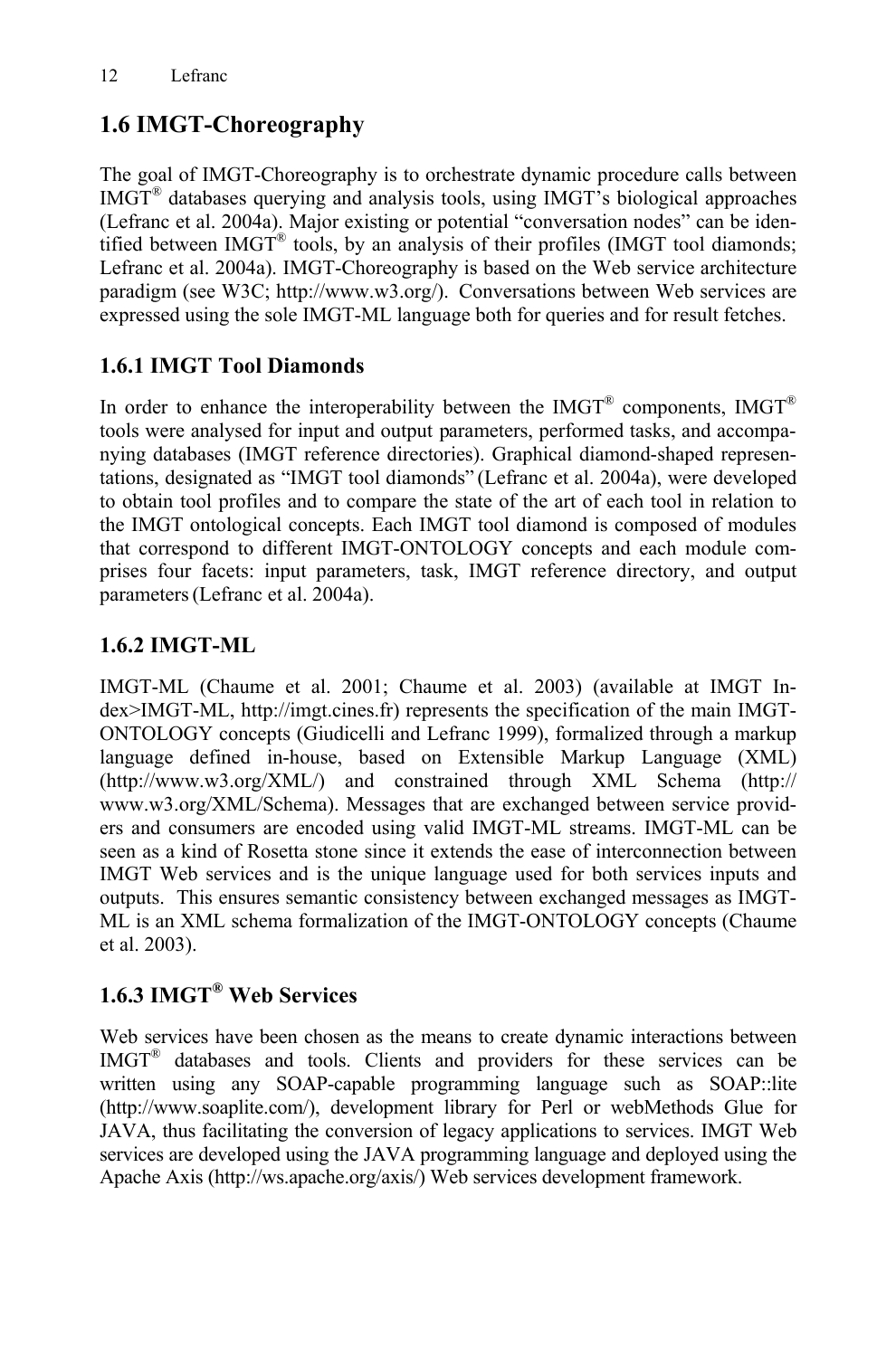## 1.6 IMGT-Choreography

The goal of IMGT-Choreography is to orchestrate dynamic procedure calls between IMGT® databases querying and analysis tools, using IMGT's biological approaches (Lefranc et al. 2004a). Major existing or potential "conversation nodes" can be identified between IMGT® tools, by an analysis of their profiles (IMGT tool diamonds; Lefranc et al. 2004a). IMGT-Choreography is based on the Web service architecture paradigm (see W3C; http://www.w3.org/). Conversations between Web services are expressed using the sole IMGT-ML language both for queries and for result fetches.

### 1.6.1 IMGT Tool Diamonds

In order to enhance the interoperability between the IMGT® components, IMGT® tools were analysed for input and output parameters, performed tasks, and accompanying databases (IMGT reference directories). Graphical diamond-shaped representations, designated as "IMGT tool diamonds" (Lefranc et al. 2004a), were developed to obtain tool profiles and to compare the state of the art of each tool in relation to the IMGT ontological concepts. Each IMGT tool diamond is composed of modules that correspond to different IMGT-ONTOLOGY concepts and each module comprises four facets: input parameters, task, IMGT reference directory, and output parameters (Lefranc et al. 2004a).

### 1.6.2 IMGT-ML

IMGT-ML (Chaume et al. 2001; Chaume et al. 2003) (available at IMGT Index>IMGT-ML, http://imgt.cines.fr) represents the specification of the main IMGT-ONTOLOGY concepts (Giudicelli and Lefranc 1999), formalized through a markup language defined in-house, based on Extensible Markup Language (XML) (http://www.w3.org/XML/) and constrained through XML Schema (http://www.w3.org/XML/Schema). Messages that are exchanged between service providers and consumers are encoded using valid IMGT-ML streams. IMGT-ML can be seen as a kind of Rosetta stone since it extends the ease of interconnection between IMGT Web services and is the unique language used for both services inputs and outputs. This ensures semantic consistency between exchanged messages as IMGT-ML is an XML schema formalization of the IMGT-ONTOLOGY concepts (Chaume et al. 2003).

### 1.6.3 IMGT® Web Services

Web services have been chosen as the means to create dynamic interactions between IMGT® databases and tools. Clients and providers for these services can be written using any SOAP-capable programming language such as SOAP::lite (http://www.soaplite.com/), development library for Perl or webMethods Glue for JAVA, thus facilitating the conversion of legacy applications to services. IMGT Web services are developed using the JAVA programming language and deployed using the Apache Axis (http://ws.apache.org/axis/) Web services development framework.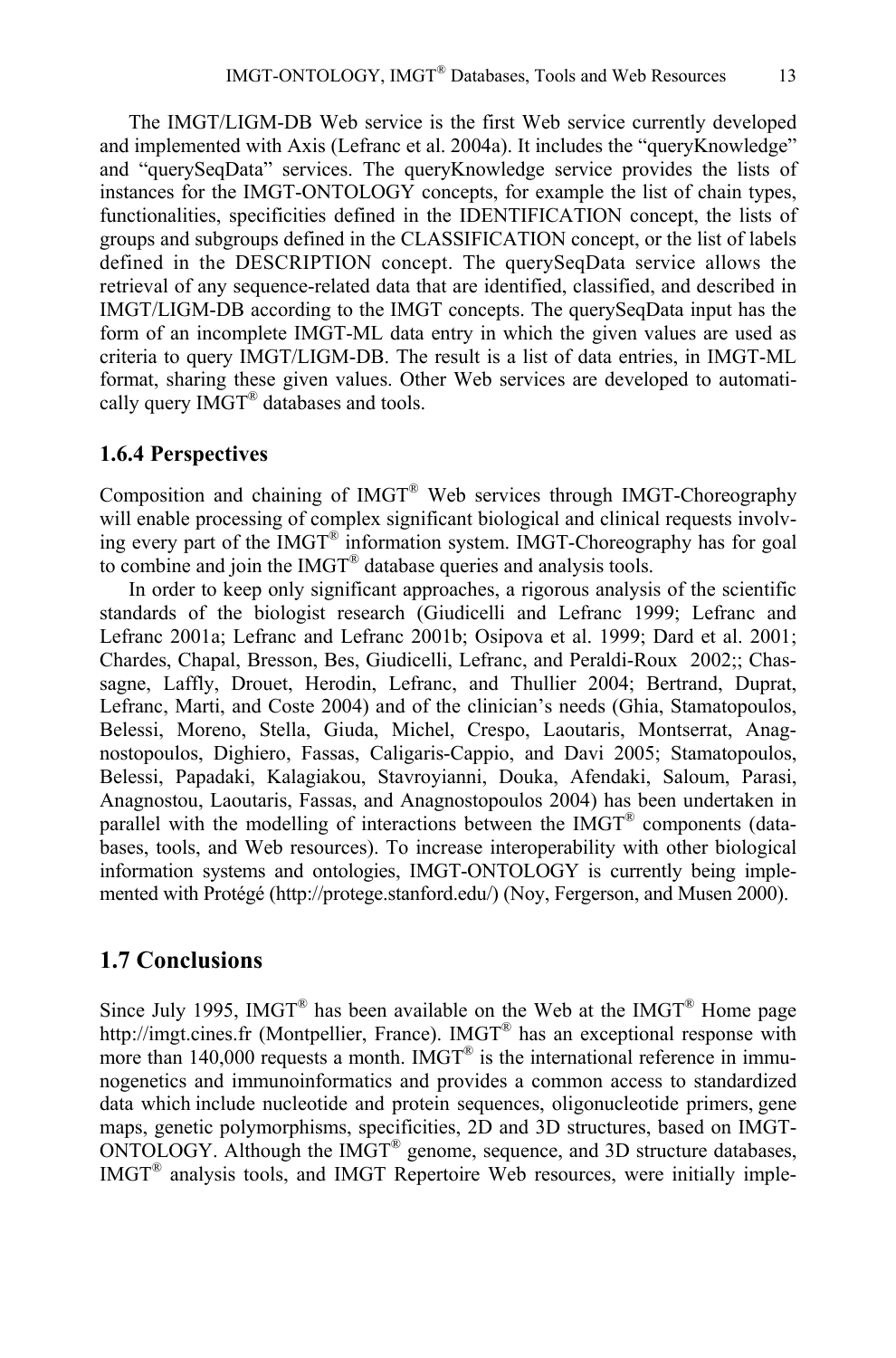The IMGT/LIGM-DB Web service is the first Web service currently developed and implemented with Axis (Lefranc et al. 2004a). It includes the "queryKnowledge" and "querySeqData" services. The queryKnowledge service provides the lists of instances for the IMGT-ONTOLOGY concepts, for example the list of chain types, functionalities, specificities defined in the IDENTIFICATION concept, the lists of groups and subgroups defined in the CLASSIFICATION concept, or the list of labels defined in the DESCRIPTION concept. The querySeqData service allows the retrieval of any sequence-related data that are identified, classified, and described in IMGT/LIGM-DB according to the IMGT concepts. The querySeqData input has the form of an incomplete IMGT-ML data entry in which the given values are used as criteria to query IMGT/LIGM-DB. The result is a list of data entries, in IMGT-ML format, sharing these given values. Other Web services are developed to automatically query IMGT® databases and tools.

### 1.6.4 Perspectives

Composition and chaining of IMGT® Web services through IMGT-Choreography will enable processing of complex significant biological and clinical requests involving every part of the IMGT® information system. IMGT-Choreography has for goal to combine and join the IMGT® database queries and analysis tools.

In order to keep only significant approaches, a rigorous analysis of the scientific standards of the biologist research (Giudicelli and Lefranc 1999; Lefranc and Lefranc 2001a; Lefranc and Lefranc 2001b; Osipova et al. 1999; Dard et al. 2001; Chardes, Chapal, Bresson, Bes, Giudicelli, Lefranc, and Peraldi-Roux 2002;; Chassagne, Laffly, Drouet, Herodin, Lefranc, and Thullier 2004; Bertrand, Duprat, Lefranc, Marti, and Coste 2004) and of the clinician's needs (Ghia, Stamatopoulos, Belessi, Moreno, Stella, Giuda, Michel, Crespo, Laoutaris, Montserrat, Anagnostopoulos, Dighiero, Fassas, Caligaris-Cappio, and Davi 2005; Stamatopoulos, Belessi, Papadaki, Kalagiakou, Stavroyianni, Douka, Afendaki, Saloum, Parasi, Anagnostou, Laoutaris, Fassas, and Anagnostopoulos 2004) has been undertaken in parallel with the modelling of interactions between the IMGT® components (databases, tools, and Web resources). To increase interoperability with other biological information systems and ontologies, IMGT-ONTOLOGY is currently being implemented with Protégé (http://protege.stanford.edu/) (Noy, Fergerson, and Musen 2000).

## 1.7 Conclusions

Since July 1995, IMGT® has been available on the Web at the IMGT® Home page http://imgt.cines.fr (Montpellier, France). IMGT® has an exceptional response with more than 140,000 requests a month. IMGT® is the international reference in immunogenetics and immunoinformatics and provides a common access to standardized data which include nucleotide and protein sequences, oligonucleotide primers, gene maps, genetic polymorphisms, specificities, 2D and 3D structures, based on IMGT-ONTOLOGY. Although the IMGT® genome, sequence, and 3D structure databases, IMGT® analysis tools, and IMGT Repertoire Web resources, were initially imple-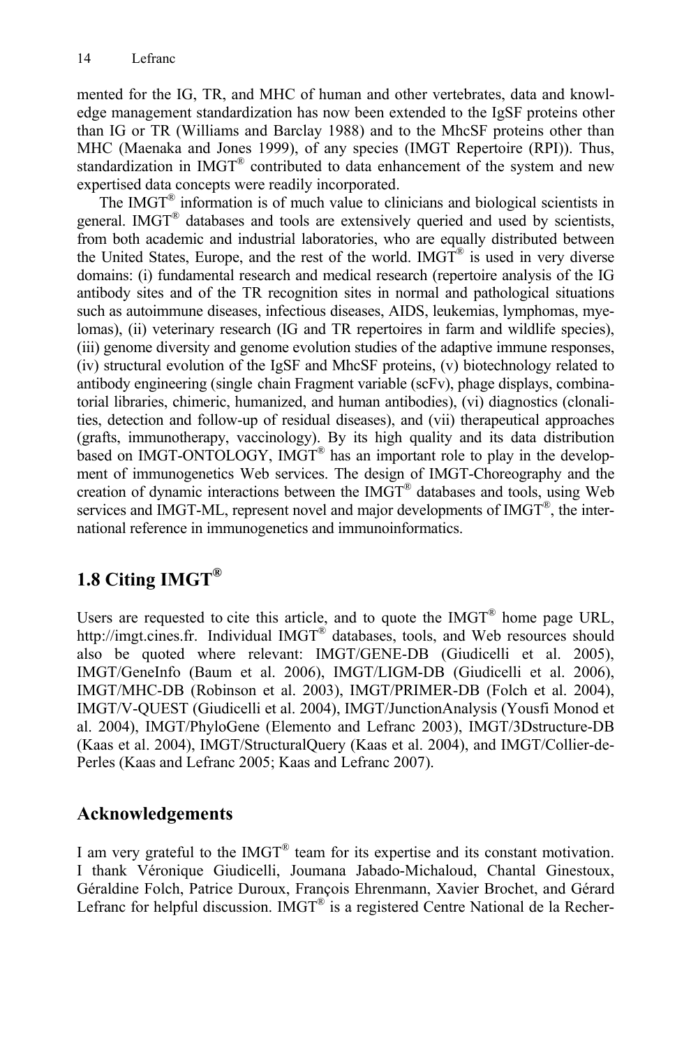mented for the IG, TR, and MHC of human and other vertebrates, data and knowledge management standardization has now been extended to the IgSF proteins other than IG or TR (Williams and Barclay 1988) and to the MhcSF proteins other than MHC (Maenaka and Jones 1999), of any species (IMGT Repertoire (RPI)). Thus, standardization in IMGT® contributed to data enhancement of the system and new expertised data concepts were readily incorporated.

The IMGT® information is of much value to clinicians and biological scientists in general. IMGT® databases and tools are extensively queried and used by scientists, from both academic and industrial laboratories, who are equally distributed between the United States, Europe, and the rest of the world. IMGT® is used in very diverse domains: (i) fundamental research and medical research (repertoire analysis of the IG antibody sites and of the TR recognition sites in normal and pathological situations such as autoimmune diseases, infectious diseases, AIDS, leukemias, lymphomas, myelomas), (ii) veterinary research (IG and TR repertoires in farm and wildlife species), (iii) genome diversity and genome evolution studies of the adaptive immune responses, (iv) structural evolution of the IgSF and MhcSF proteins, (v) biotechnology related to antibody engineering (single chain Fragment variable (scFv), phage displays, combinatorial libraries, chimeric, humanized, and human antibodies), (vi) diagnostics (clonalities, detection and follow-up of residual diseases), and (vii) therapeutical approaches (grafts, immunotherapy, vaccinology). By its high quality and its data distribution based on IMGT-ONTOLOGY, IMGT® has an important role to play in the development of immunogenetics Web services. The design of IMGT-Choreography and the creation of dynamic interactions between the IMGT® databases and tools, using Web services and IMGT-ML, represent novel and major developments of IMGT®, the international reference in immunogenetics and immunoinformatics.

## 1.8 Citing IMGT®

Users are requested to cite this article, and to quote the IMGT® home page URL, http://imgt.cines.fr. Individual IMGT® databases, tools, and Web resources should also be quoted where relevant: IMGT/GENE-DB (Giudicelli et al. 2005), IMGT/GeneInfo (Baum et al. 2006), IMGT/LIGM-DB (Giudicelli et al. 2006), IMGT/MHC-DB (Robinson et al. 2003), IMGT/PRIMER-DB (Folch et al. 2004), IMGT/V-QUEST (Giudicelli et al. 2004), IMGT/JunctionAnalysis (Yousfi Monod et al. 2004), IMGT/PhyloGene (Elemento and Lefranc 2003), IMGT/3Dstructure-DB (Kaas et al. 2004), IMGT/StructuralQuery (Kaas et al. 2004), and IMGT/Collier-de-Perles (Kaas and Lefranc 2005; Kaas and Lefranc 2007).

## Acknowledgements

I am very grateful to the IMGT® team for its expertise and its constant motivation. I thank Véronique Giudicelli, Joumana Jabado-Michaloud, Chantal Ginestoux, Géraldine Folch, Patrice Duroux, François Ehrenmann, Xavier Brochet, and Gérard Lefranc for helpful discussion. IMGT® is a registered Centre National de la Recher-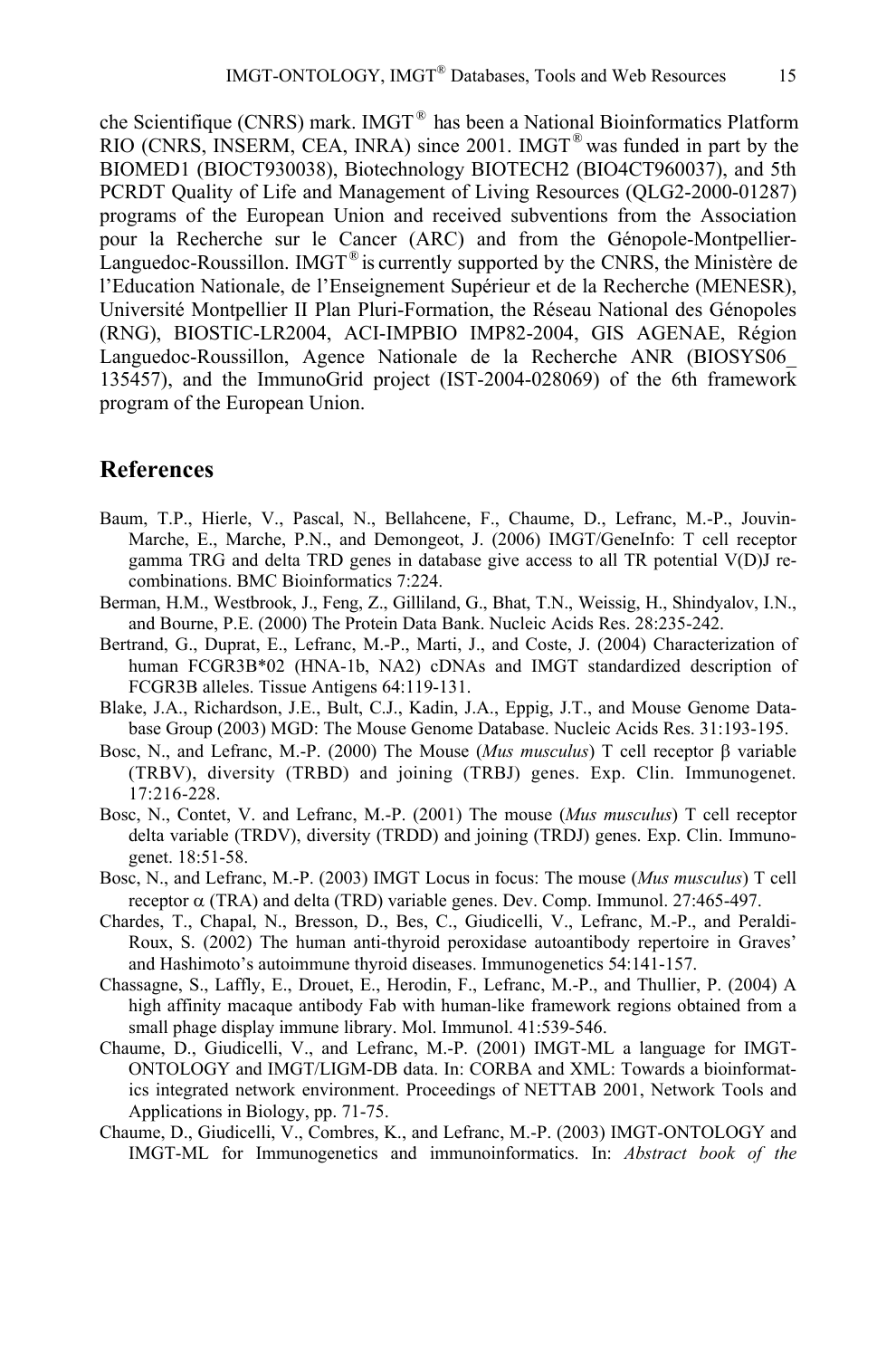che Scientifique (CNRS) mark. IMGT® has been a National Bioinformatics Platform RIO (CNRS, INSERM, CEA, INRA) since 2001. IMGT® was funded in part by the BIOMED1 (BIOCT930038), Biotechnology BIOTECH2 (BIO4CT960037), and 5th PCRDT Quality of Life and Management of Living Resources (QLG2-2000-01287) programs of the European Union and received subventions from the Association pour la Recherche sur le Cancer (ARC) and from the Génopole-Montpellier-Languedoc-Roussillon. IMGT® is currently supported by the CNRS, the Ministère de l'Education Nationale, de l'Enseignement Supérieur et de la Recherche (MENESR), Université Montpellier II Plan Pluri-Formation, the Réseau National des Génopoles (RNG), BIOSTIC-LR2004, ACI-IMPBIO IMP82-2004, GIS AGENAE, Région Languedoc-Roussillon, Agence Nationale de la Recherche ANR (BIOSYS06_135457), and the ImmunoGrid project (IST-2004-028069) of the 6th framework program of the European Union.

## References

Baum, T.P., Hierle, V., Pascal, N., Bellahcene, F., Chaume, D., Lefranc, M.-P., Jouvin-Marche, E., Marche, P.N., and Demongeot, J. (2006) IMGT/GeneInfo: T cell receptor gamma TRG and delta TRD genes in database give access to all TR potential V(D)J recombinations. BMC Bioinformatics 7:224.

Berman, H.M., Westbrook, J., Feng, Z., Gilliland, G., Bhat, T.N., Weissig, H., Shindyalov, I.N., and Bourne, P.E. (2000) The Protein Data Bank. Nucleic Acids Res. 28:235-242.

Bertrand, G., Duprat, E., Lefranc, M.-P., Marti, J., and Coste, J. (2004) Characterization of human FCGR3B*02 (HNA-1b, NA2) cDNAs and IMGT standardized description of FCGR3B alleles. Tissue Antigens 64:119-131.

Blake, J.A., Richardson, J.E., Bult, C.J., Kadin, J.A., Eppig, J.T., and Mouse Genome Database Group (2003) MGD: The Mouse Genome Database. Nucleic Acids Res. 31:193-195.

Bosc, N., and Lefranc, M.-P. (2000) The Mouse (*Mus musculus*) T cell receptor β variable (TRBV), diversity (TRBD) and joining (TRBJ) genes. Exp. Clin. Immunogenet. 17:216-228.

Bosc, N., Contet, V. and Lefranc, M.-P. (2001) The mouse (*Mus musculus*) T cell receptor delta variable (TRDV), diversity (TRDD) and joining (TRDJ) genes. Exp. Clin. Immunogenet. 18:51-58.

Bosc, N., and Lefranc, M.-P. (2003) IMGT Locus in focus: The mouse (*Mus musculus*) T cell receptor α (TRA) and delta (TRD) variable genes. Dev. Comp. Immunol. 27:465-497.

Chardes, T., Chapal, N., Bresson, D., Bes, C., Giudicelli, V., Lefranc, M.-P., and Peraldi-Roux, S. (2002) The human anti-thyroid peroxidase autoantibody repertoire in Graves' and Hashimoto's autoimmune thyroid diseases. Immunogenetics 54:141-157.

Chassagne, S., Laffly, E., Drouet, E., Herodin, F., Lefranc, M.-P., and Thullier, P. (2004) A high affinity macaque antibody Fab with human-like framework regions obtained from a small phage display immune library. Mol. Immunol. 41:539-546.

Chaume, D., Giudicelli, V., and Lefranc, M.-P. (2001) IMGT-ML a language for IMGT-ONTOLOGY and IMGT/LIGM-DB data. In: CORBA and XML: Towards a bioinformatics integrated network environment. Proceedings of NETTAB 2001, Network Tools and Applications in Biology, pp. 71-75.

Chaume, D., Giudicelli, V., Combres, K., and Lefranc, M.-P. (2003) IMGT-ONTOLOGY and IMGT-ML for Immunogenetics and immunoinformatics. In: *Abstract book of the*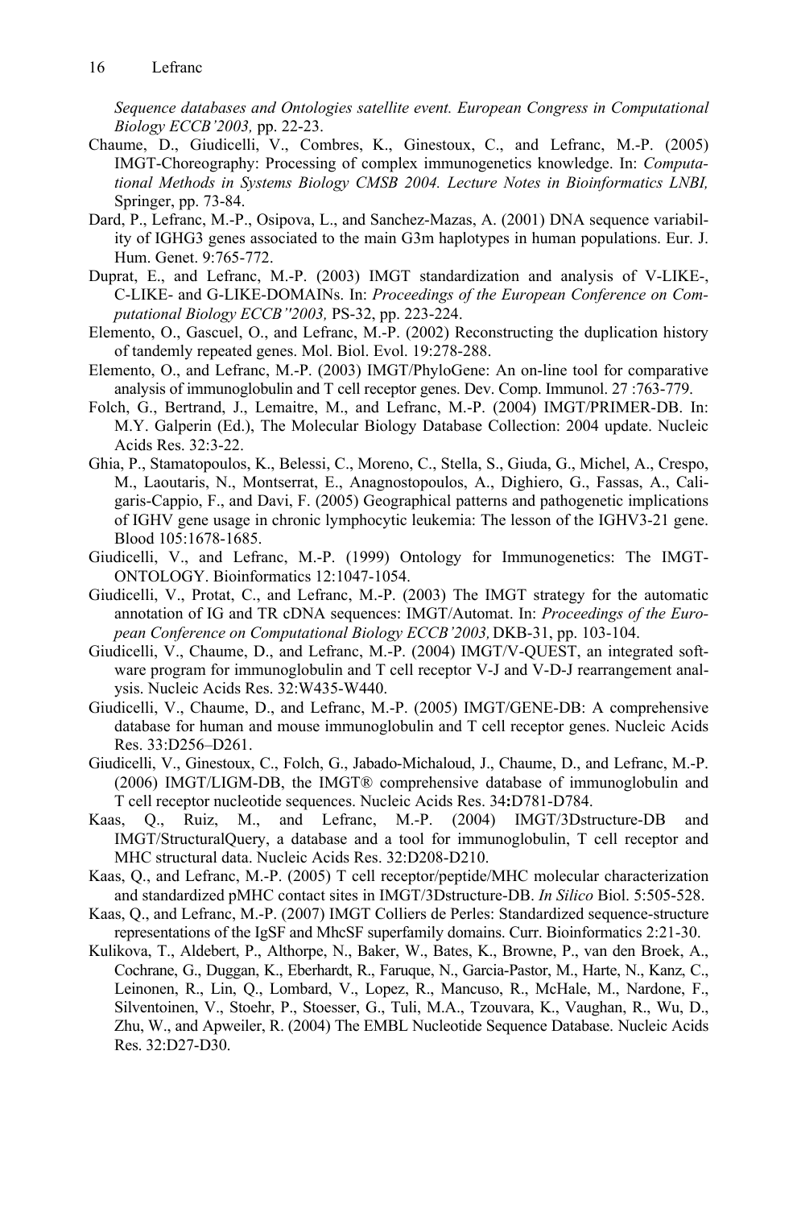*Sequence databases and Ontologies satellite event. European Congress in Computational Biology ECCB'2003,* pp. 22-23.

Chaume, D., Giudicelli, V., Combres, K., Ginestoux, C., and Lefranc, M.-P. (2005) IMGT-Choreography: Processing of complex immunogenetics knowledge. In: *Computational Methods in Systems Biology CMSB 2004. Lecture Notes in Bioinformatics LNBI,* Springer, pp. 73-84.

Dard, P., Lefranc, M.-P., Osipova, L., and Sanchez-Mazas, A. (2001) DNA sequence variability of IGHG3 genes associated to the main G3m haplotypes in human populations. Eur. J. Hum. Genet. 9:765-772.

Duprat, E., and Lefranc, M.-P. (2003) IMGT standardization and analysis of V-LIKE-, C-LIKE- and G-LIKE-DOMAINs. In: *Proceedings of the European Conference on Computational Biology ECCB''2003,* PS-32, pp. 223-224.

Elemento, O., Gascuel, O., and Lefranc, M.-P. (2002) Reconstructing the duplication history of tandemly repeated genes. Mol. Biol. Evol. 19:278-288.

Elemento, O., and Lefranc, M.-P. (2003) IMGT/PhyloGene: An on-line tool for comparative analysis of immunoglobulin and T cell receptor genes. Dev. Comp. Immunol. 27 :763-779.

Folch, G., Bertrand, J., Lemaitre, M., and Lefranc, M.-P. (2004) IMGT/PRIMER-DB. In: M.Y. Galperin (Ed.), The Molecular Biology Database Collection: 2004 update. Nucleic Acids Res. 32:3-22.

Ghia, P., Stamatopoulos, K., Belessi, C., Moreno, C., Stella, S., Giuda, G., Michel, A., Crespo, M., Laoutaris, N., Montserrat, E., Anagnostopoulos, A., Dighiero, G., Fassas, A., Caligaris-Cappio, F., and Davi, F. (2005) Geographical patterns and pathogenetic implications of IGHV gene usage in chronic lymphocytic leukemia: The lesson of the IGHV3-21 gene. Blood 105:1678-1685.

Giudicelli, V., and Lefranc, M.-P. (1999) Ontology for Immunogenetics: The IMGT-ONTOLOGY. Bioinformatics 12:1047-1054.

Giudicelli, V., Protat, C., and Lefranc, M.-P. (2003) The IMGT strategy for the automatic annotation of IG and TR cDNA sequences: IMGT/Automat. In: *Proceedings of the European Conference on Computational Biology ECCB'2003,* DKB-31, pp. 103-104.

Giudicelli, V., Chaume, D., and Lefranc, M.-P. (2004) IMGT/V-QUEST, an integrated software program for immunoglobulin and T cell receptor V-J and V-D-J rearrangement analysis. Nucleic Acids Res. 32:W435-W440.

Giudicelli, V., Chaume, D., and Lefranc, M.-P. (2005) IMGT/GENE-DB: A comprehensive database for human and mouse immunoglobulin and T cell receptor genes. Nucleic Acids Res. 33:D256–D261.

Giudicelli, V., Ginestoux, C., Folch, G., Jabado-Michaloud, J., Chaume, D., and Lefranc, M.-P. (2006) IMGT/LIGM-DB, the IMGT® comprehensive database of immunoglobulin and T cell receptor nucleotide sequences. Nucleic Acids Res. 34**:**D781-D784.

Kaas, Q., Ruiz, M., and Lefranc, M.-P. (2004) IMGT/3Dstructure-DB and IMGT/StructuralQuery, a database and a tool for immunoglobulin, T cell receptor and MHC structural data. Nucleic Acids Res. 32:D208-D210.

Kaas, Q., and Lefranc, M.-P. (2005) T cell receptor/peptide/MHC molecular characterization and standardized pMHC contact sites in IMGT/3Dstructure-DB. *In Silico* Biol. 5:505-528.

Kaas, Q., and Lefranc, M.-P. (2007) IMGT Colliers de Perles: Standardized sequence-structure representations of the IgSF and MhcSF superfamily domains. Curr. Bioinformatics 2:21-30.

Kulikova, T., Aldebert, P., Althorpe, N., Baker, W., Bates, K., Browne, P., van den Broek, A., Cochrane, G., Duggan, K., Eberhardt, R., Faruque, N., Garcia-Pastor, M., Harte, N., Kanz, C., Leinonen, R., Lin, Q., Lombard, V., Lopez, R., Mancuso, R., McHale, M., Nardone, F., Silventoinen, V., Stoehr, P., Stoesser, G., Tuli, M.A., Tzouvara, K., Vaughan, R., Wu, D., Zhu, W., and Apweiler, R. (2004) The EMBL Nucleotide Sequence Database. Nucleic Acids Res. 32:D27-D30.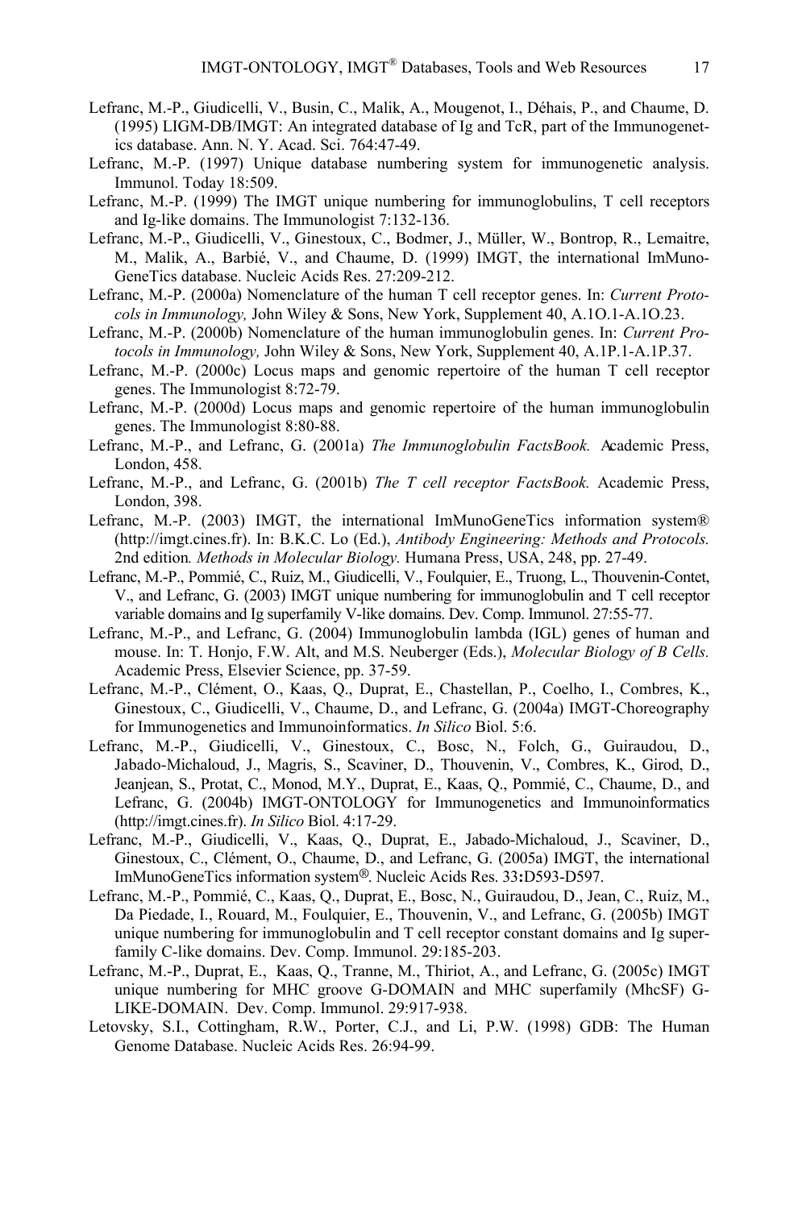Lefranc, M.-P., Giudicelli, V., Busin, C., Malik, A., Mougenot, I., Déhais, P., and Chaume, D. (1995) LIGM-DB/IMGT: An integrated database of Ig and TcR, part of the Immunogenetics database. Ann. N. Y. Acad. Sci. 764:47-49.

Lefranc, M.-P. (1997) Unique database numbering system for immunogenetic analysis. Immunol. Today 18:509.

Lefranc, M.-P. (1999) The IMGT unique numbering for immunoglobulins, T cell receptors and Ig-like domains. The Immunologist 7:132-136.

Lefranc, M.-P., Giudicelli, V., Ginestoux, C., Bodmer, J., Müller, W., Bontrop, R., Lemaitre, M., Malik, A., Barbié, V., and Chaume, D. (1999) IMGT, the international ImMunoGeneTics database. Nucleic Acids Res. 27:209-212.

Lefranc, M.-P. (2000a) Nomenclature of the human T cell receptor genes. In: *Current Protocols in Immunology,* John Wiley & Sons, New York, Supplement 40, A.1O.1-A.1O.23.

Lefranc, M.-P. (2000b) Nomenclature of the human immunoglobulin genes. In: *Current Protocols in Immunology,* John Wiley & Sons, New York, Supplement 40, A.1P.1-A.1P.37.

Lefranc, M.-P. (2000c) Locus maps and genomic repertoire of the human T cell receptor genes. The Immunologist 8:72-79.

Lefranc, M.-P. (2000d) Locus maps and genomic repertoire of the human immunoglobulin genes. The Immunologist 8:80-88.

Lefranc, M.-P., and Lefranc, G. (2001a) *The Immunoglobulin FactsBook.* Academic Press, London, 458.

Lefranc, M.-P., and Lefranc, G. (2001b) *The T cell receptor FactsBook.* Academic Press, London, 398.

Lefranc, M.-P. (2003) IMGT, the international ImMunoGeneTics information system® (http://imgt.cines.fr). In: B.K.C. Lo (Ed.), *Antibody Engineering: Methods and Protocols.* 2nd edition*. Methods in Molecular Biology.* Humana Press, USA, 248, pp. 27-49.

Lefranc, M.-P., Pommié, C., Ruiz, M., Giudicelli, V., Foulquier, E., Truong, L., Thouvenin-Contet, V., and Lefranc, G. (2003) IMGT unique numbering for immunoglobulin and T cell receptor variable domains and Ig superfamily V-like domains. Dev. Comp. Immunol. 27:55-77.

Lefranc, M.-P., and Lefranc, G. (2004) Immunoglobulin lambda (IGL) genes of human and mouse. In: T. Honjo, F.W. Alt, and M.S. Neuberger (Eds.), *Molecular Biology of B Cells.* Academic Press, Elsevier Science, pp. 37-59.

Lefranc, M.-P., Clément, O., Kaas, Q., Duprat, E., Chastellan, P., Coelho, I., Combres, K., Ginestoux, C., Giudicelli, V., Chaume, D., and Lefranc, G. (2004a) IMGT-Choreography for Immunogenetics and Immunoinformatics. *In Silico* Biol. 5:6.

Lefranc, M.-P., Giudicelli, V., Ginestoux, C., Bosc, N., Folch, G., Guiraudou, D., Jabado-Michaloud, J., Magris, S., Scaviner, D., Thouvenin, V., Combres, K., Girod, D., Jeanjean, S., Protat, C., Monod, M.Y., Duprat, E., Kaas, Q., Pommié, C., Chaume, D., and Lefranc, G. (2004b) IMGT-ONTOLOGY for Immunogenetics and Immunoinformatics (http://imgt.cines.fr). *In Silico* Biol. 4:17-29.

Lefranc, M.-P., Giudicelli, V., Kaas, Q., Duprat, E., Jabado-Michaloud, J., Scaviner, D., Ginestoux, C., Clément, O., Chaume, D., and Lefranc, G. (2005a) IMGT, the international ImMunoGeneTics information system®. Nucleic Acids Res. 33**:**D593-D597.

Lefranc, M.-P., Pommié, C., Kaas, Q., Duprat, E., Bosc, N., Guiraudou, D., Jean, C., Ruiz, M., Da Piedade, I., Rouard, M., Foulquier, E., Thouvenin, V., and Lefranc, G. (2005b) IMGT unique numbering for immunoglobulin and T cell receptor constant domains and Ig superfamily C-like domains. Dev. Comp. Immunol. 29:185-203.

Lefranc, M.-P., Duprat, E., Kaas, Q., Tranne, M., Thiriot, A., and Lefranc, G. (2005c) IMGT unique numbering for MHC groove G-DOMAIN and MHC superfamily (MhcSF) G-LIKE-DOMAIN. Dev. Comp. Immunol. 29:917-938.

Letovsky, S.I., Cottingham, R.W., Porter, C.J., and Li, P.W. (1998) GDB: The Human Genome Database. Nucleic Acids Res. 26:94-99.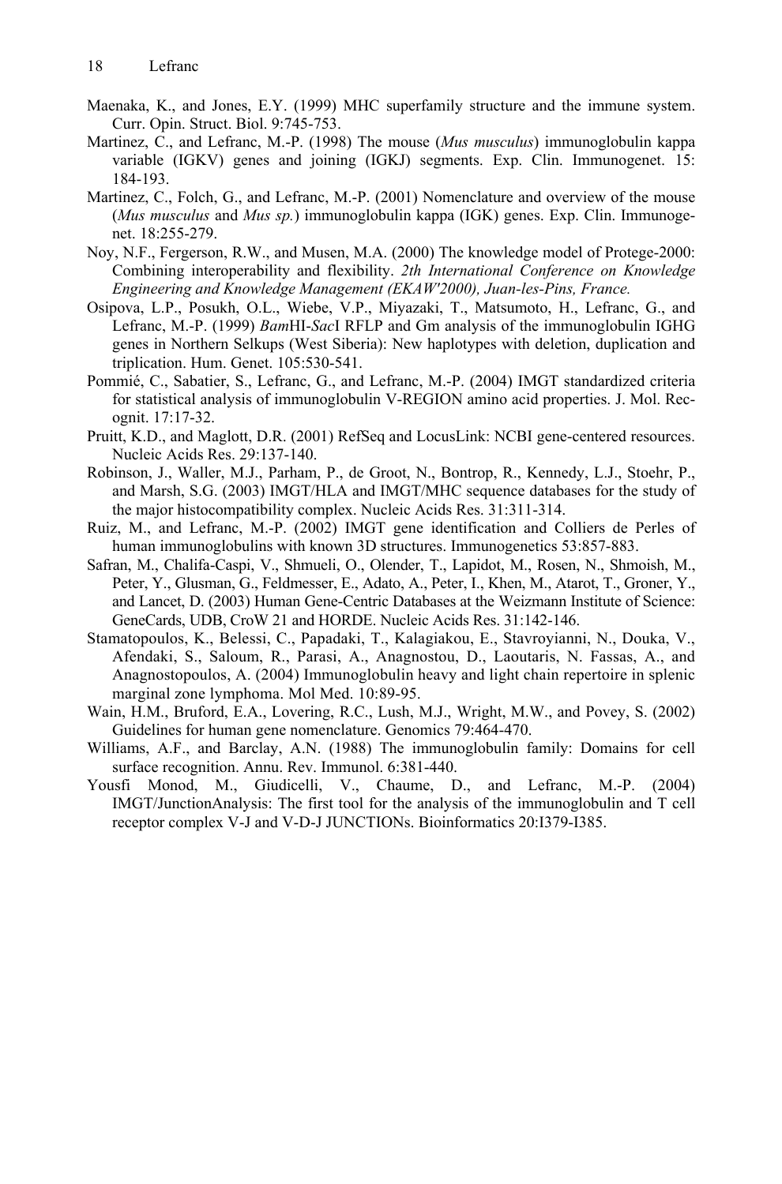Maenaka, K., and Jones, E.Y. (1999) MHC superfamily structure and the immune system. Curr. Opin. Struct. Biol. 9:745-753.

Martinez, C., and Lefranc, M.-P. (1998) The mouse (*Mus musculus*) immunoglobulin kappa variable (IGKV) genes and joining (IGKJ) segments. Exp. Clin. Immunogenet. 15: 184-193.

Martinez, C., Folch, G., and Lefranc, M.-P. (2001) Nomenclature and overview of the mouse (*Mus musculus* and *Mus sp.*) immunoglobulin kappa (IGK) genes. Exp. Clin. Immunogenet. 18:255-279.

Noy, N.F., Fergerson, R.W., and Musen, M.A. (2000) The knowledge model of Protege-2000: Combining interoperability and flexibility. *2th International Conference on Knowledge Engineering and Knowledge Management (EKAW'2000), Juan-les-Pins, France.*

Osipova, L.P., Posukh, O.L., Wiebe, V.P., Miyazaki, T., Matsumoto, H., Lefranc, G., and Lefranc, M.-P. (1999) *Bam*HI-*Sac*I RFLP and Gm analysis of the immunoglobulin IGHG genes in Northern Selkups (West Siberia): New haplotypes with deletion, duplication and triplication. Hum. Genet. 105:530-541.

Pommié, C., Sabatier, S., Lefranc, G., and Lefranc, M.-P. (2004) IMGT standardized criteria for statistical analysis of immunoglobulin V-REGION amino acid properties. J. Mol. Recognit. 17:17-32.

Pruitt, K.D., and Maglott, D.R. (2001) RefSeq and LocusLink: NCBI gene-centered resources. Nucleic Acids Res. 29:137-140.

Robinson, J., Waller, M.J., Parham, P., de Groot, N., Bontrop, R., Kennedy, L.J., Stoehr, P., and Marsh, S.G. (2003) IMGT/HLA and IMGT/MHC sequence databases for the study of the major histocompatibility complex. Nucleic Acids Res. 31:311-314.

Ruiz, M., and Lefranc, M.-P. (2002) IMGT gene identification and Colliers de Perles of human immunoglobulins with known 3D structures. Immunogenetics 53:857-883.

Safran, M., Chalifa-Caspi, V., Shmueli, O., Olender, T., Lapidot, M., Rosen, N., Shmoish, M., Peter, Y., Glusman, G., Feldmesser, E., Adato, A., Peter, I., Khen, M., Atarot, T., Groner, Y., and Lancet, D. (2003) Human Gene-Centric Databases at the Weizmann Institute of Science: GeneCards, UDB, CroW 21 and HORDE. Nucleic Acids Res. 31:142-146.

Stamatopoulos, K., Belessi, C., Papadaki, T., Kalagiakou, E., Stavroyianni, N., Douka, V., Afendaki, S., Saloum, R., Parasi, A., Anagnostou, D., Laoutaris, N. Fassas, A., and Anagnostopoulos, A. (2004) Immunoglobulin heavy and light chain repertoire in splenic marginal zone lymphoma. Mol Med. 10:89-95.

Wain, H.M., Bruford, E.A., Lovering, R.C., Lush, M.J., Wright, M.W., and Povey, S. (2002) Guidelines for human gene nomenclature. Genomics 79:464-470.

Williams, A.F., and Barclay, A.N. (1988) The immunoglobulin family: Domains for cell surface recognition. Annu. Rev. Immunol. 6:381-440.

Yousfi Monod, M., Giudicelli, V., Chaume, D., and Lefranc, M.-P. (2004) IMGT/JunctionAnalysis: The first tool for the analysis of the immunoglobulin and T cell receptor complex V-J and V-D-J JUNCTIONs. Bioinformatics 20:I379-I385.